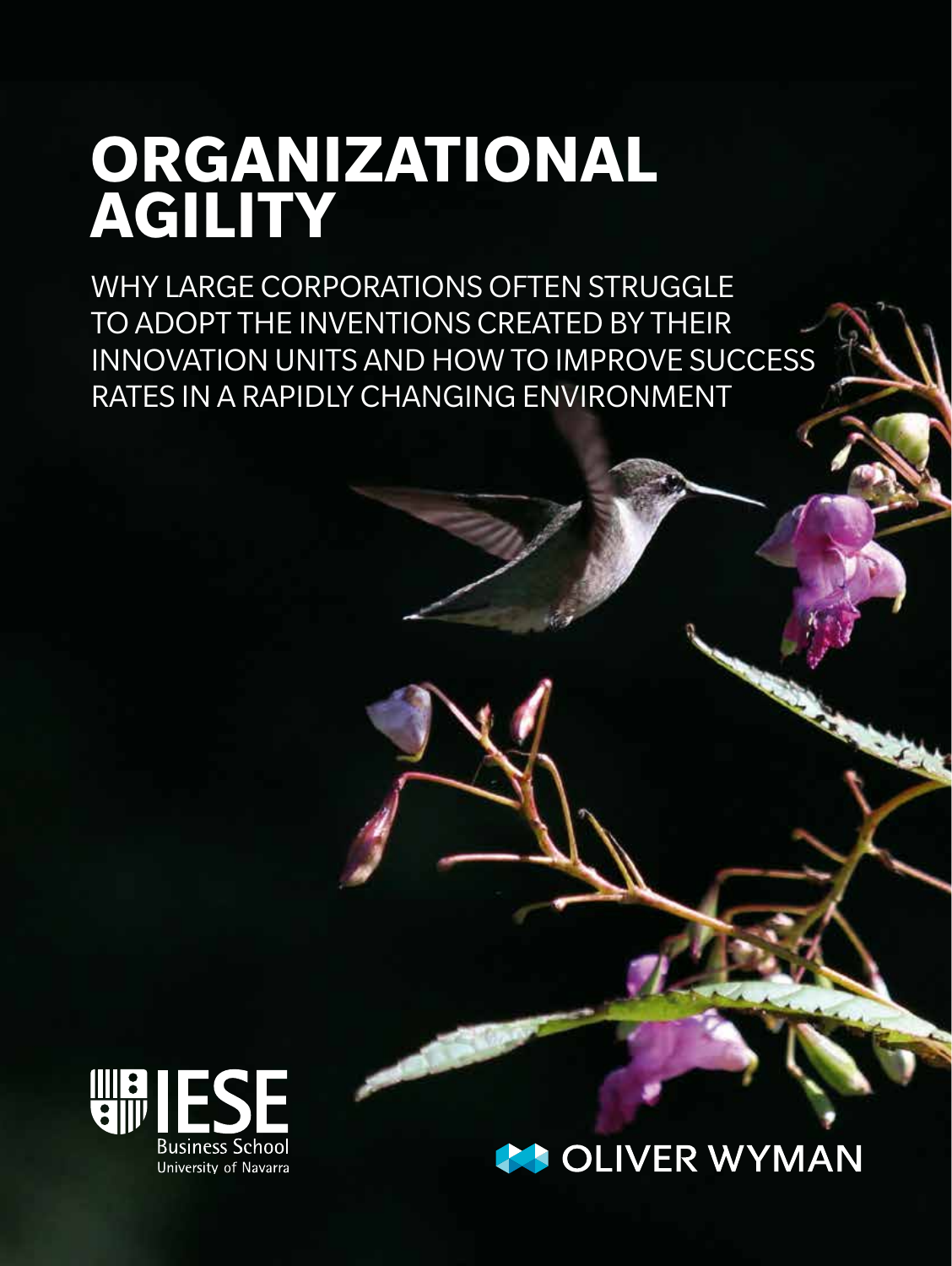# ORGANIZATIONAL AGILITY

WHY LARGE CORPORATIONS OFTEN STRUGGLE TO ADOPT THE INVENTIONS CREATED BY THEIR INNOVATION UNITS AND HOW TO IMPROVE SUCCESS RATES IN A RAPIDLY CHANGING ENVIRONMENT

IESE Business School
University of Navarra

OLIVER WYMAN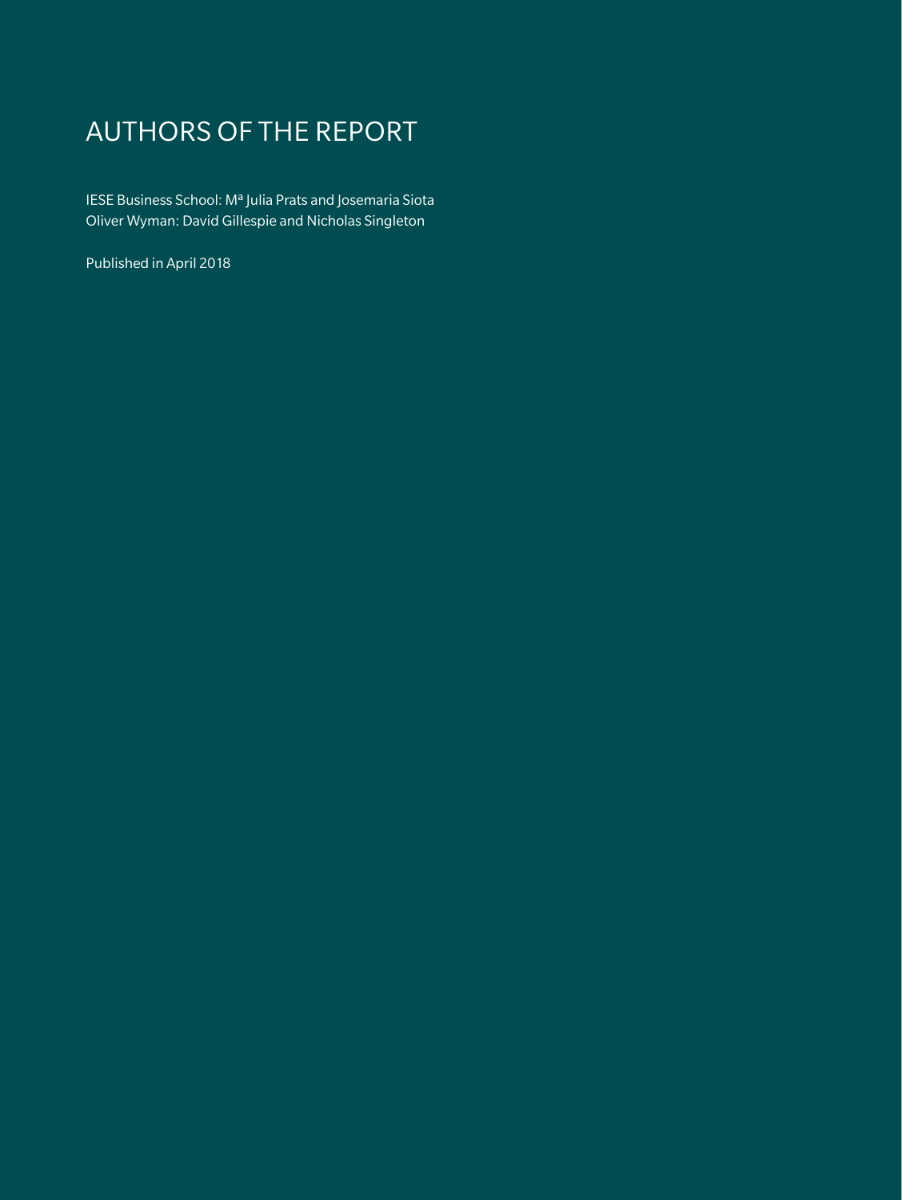# AUTHORS OF THE REPORT

IESE Business School: Mª Julia Prats and Josemaria Siota
Oliver Wyman: David Gillespie and Nicholas Singleton

Published in April 2018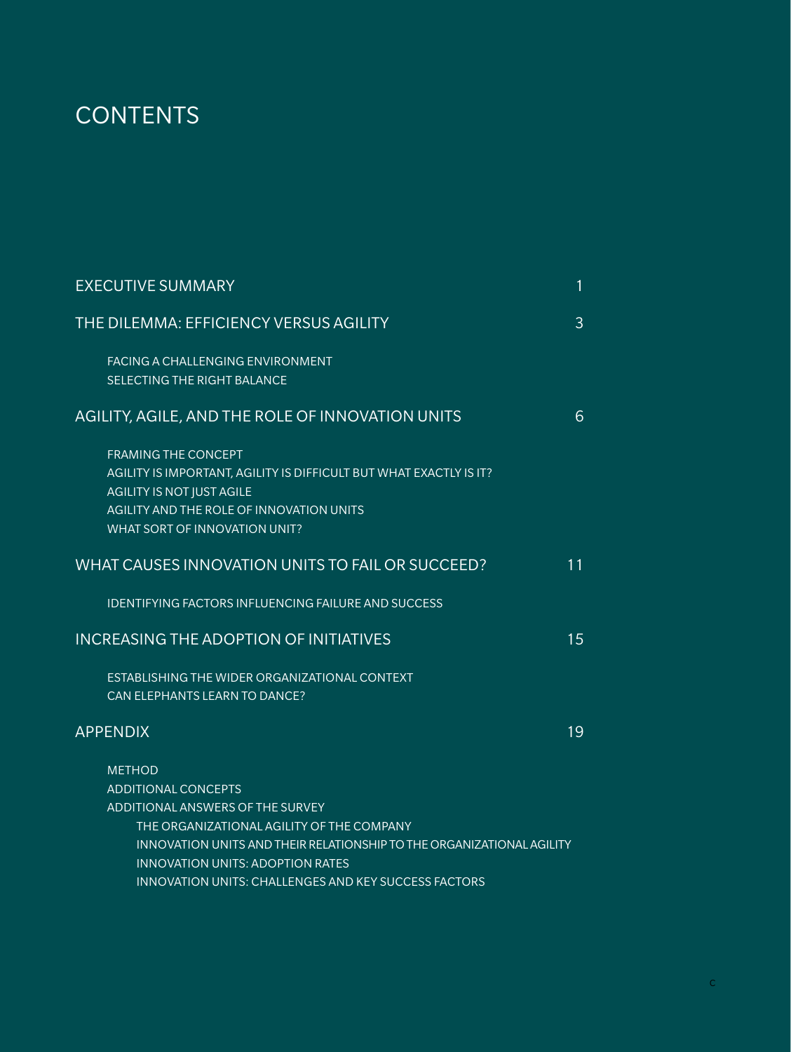# CONTENTS

| | |
|---|---|
| EXECUTIVE SUMMARY | 1 |
| THE DILEMMA: EFFICIENCY VERSUS AGILITY | 3 |
| FACING A CHALLENGING ENVIRONMENT | |
| SELECTING THE RIGHT BALANCE | |
| AGILITY, AGILE, AND THE ROLE OF INNOVATION UNITS | 6 |
| FRAMING THE CONCEPT | |
| AGILITY IS IMPORTANT, AGILITY IS DIFFICULT BUT WHAT EXACTLY IS IT? | |
| AGILITY IS NOT JUST AGILE | |
| AGILITY AND THE ROLE OF INNOVATION UNITS | |
| WHAT SORT OF INNOVATION UNIT? | |
| WHAT CAUSES INNOVATION UNITS TO FAIL OR SUCCEED? | 11 |
| IDENTIFYING FACTORS INFLUENCING FAILURE AND SUCCESS | |
| INCREASING THE ADOPTION OF INITIATIVES | 15 |
| ESTABLISHING THE WIDER ORGANIZATIONAL CONTEXT | |
| CAN ELEPHANTS LEARN TO DANCE? | |
| APPENDIX | 19 |
| METHOD | |
| ADDITIONAL CONCEPTS | |
| ADDITIONAL ANSWERS OF THE SURVEY | |
| THE ORGANIZATIONAL AGILITY OF THE COMPANY | |
| INNOVATION UNITS AND THEIR RELATIONSHIP TO THE ORGANIZATIONAL AGILITY | |
| INNOVATION UNITS: ADOPTION RATES | |
| INNOVATION UNITS: CHALLENGES AND KEY SUCCESS FACTORS | |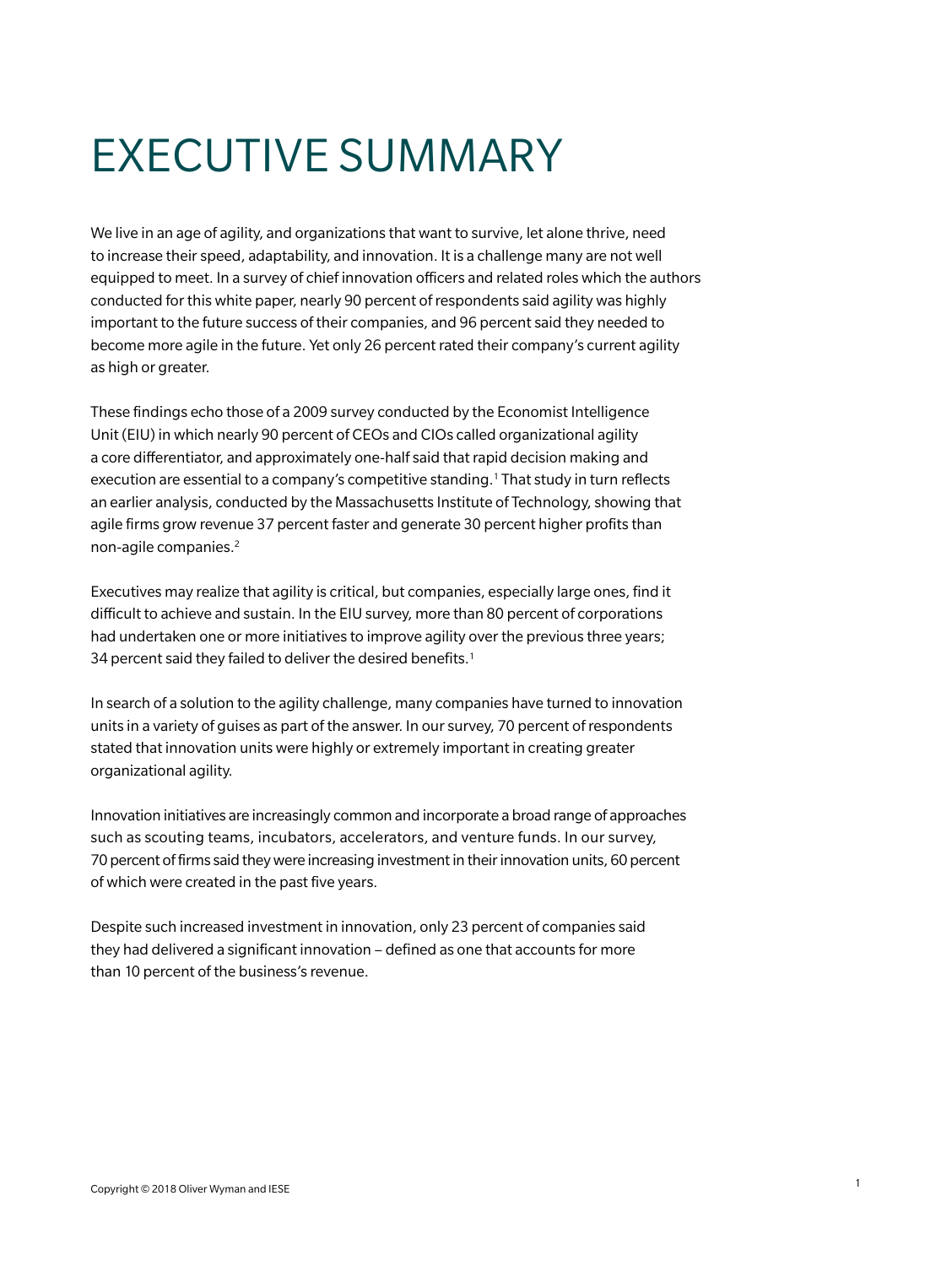# EXECUTIVE SUMMARY

We live in an age of agility, and organizations that want to survive, let alone thrive, need to increase their speed, adaptability, and innovation. It is a challenge many are not well equipped to meet. In a survey of chief innovation officers and related roles which the authors conducted for this white paper, nearly 90 percent of respondents said agility was highly important to the future success of their companies, and 96 percent said they needed to become more agile in the future. Yet only 26 percent rated their company's current agility as high or greater.

These findings echo those of a 2009 survey conducted by the Economist Intelligence Unit (EIU) in which nearly 90 percent of CEOs and CIOs called organizational agility a core differentiator, and approximately one-half said that rapid decision making and execution are essential to a company's competitive standing.[1] That study in turn reflects an earlier analysis, conducted by the Massachusetts Institute of Technology, showing that agile firms grow revenue 37 percent faster and generate 30 percent higher profits than non-agile companies.[2]

Executives may realize that agility is critical, but companies, especially large ones, find it difficult to achieve and sustain. In the EIU survey, more than 80 percent of corporations had undertaken one or more initiatives to improve agility over the previous three years; 34 percent said they failed to deliver the desired benefits.[1]

In search of a solution to the agility challenge, many companies have turned to innovation units in a variety of guises as part of the answer. In our survey, 70 percent of respondents stated that innovation units were highly or extremely important in creating greater organizational agility.

Innovation initiatives are increasingly common and incorporate a broad range of approaches such as scouting teams, incubators, accelerators, and venture funds. In our survey, 70 percent of firms said they were increasing investment in their innovation units, 60 percent of which were created in the past five years.

Despite such increased investment in innovation, only 23 percent of companies said they had delivered a significant innovation – defined as one that accounts for more than 10 percent of the business's revenue.

Copyright © 2018 Oliver Wyman and IESE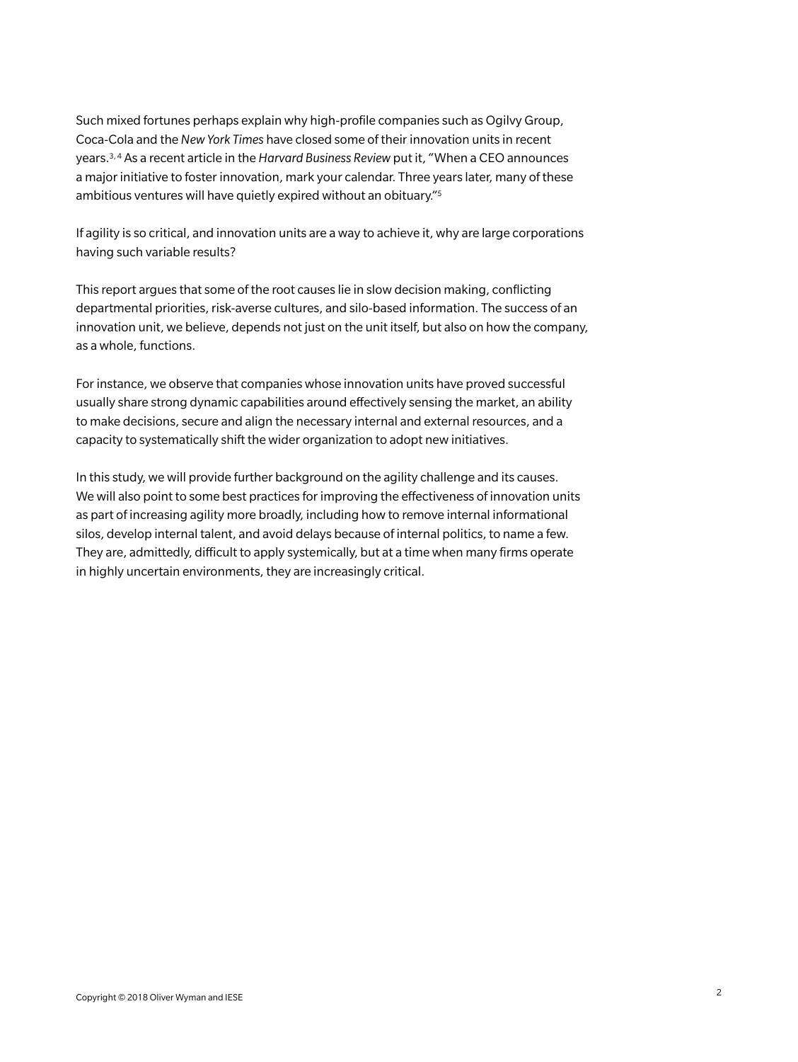Such mixed fortunes perhaps explain why high-profile companies such as Ogilvy Group, Coca-Cola and the *New York Times* have closed some of their innovation units in recent years.[3,4] As a recent article in the *Harvard Business Review* put it, "When a CEO announces a major initiative to foster innovation, mark your calendar. Three years later, many of these ambitious ventures will have quietly expired without an obituary."[5]

If agility is so critical, and innovation units are a way to achieve it, why are large corporations having such variable results?

This report argues that some of the root causes lie in slow decision making, conflicting departmental priorities, risk-averse cultures, and silo-based information. The success of an innovation unit, we believe, depends not just on the unit itself, but also on how the company, as a whole, functions.

For instance, we observe that companies whose innovation units have proved successful usually share strong dynamic capabilities around effectively sensing the market, an ability to make decisions, secure and align the necessary internal and external resources, and a capacity to systematically shift the wider organization to adopt new initiatives.

In this study, we will provide further background on the agility challenge and its causes. We will also point to some best practices for improving the effectiveness of innovation units as part of increasing agility more broadly, including how to remove internal informational silos, develop internal talent, and avoid delays because of internal politics, to name a few. They are, admittedly, difficult to apply systemically, but at a time when many firms operate in highly uncertain environments, they are increasingly critical.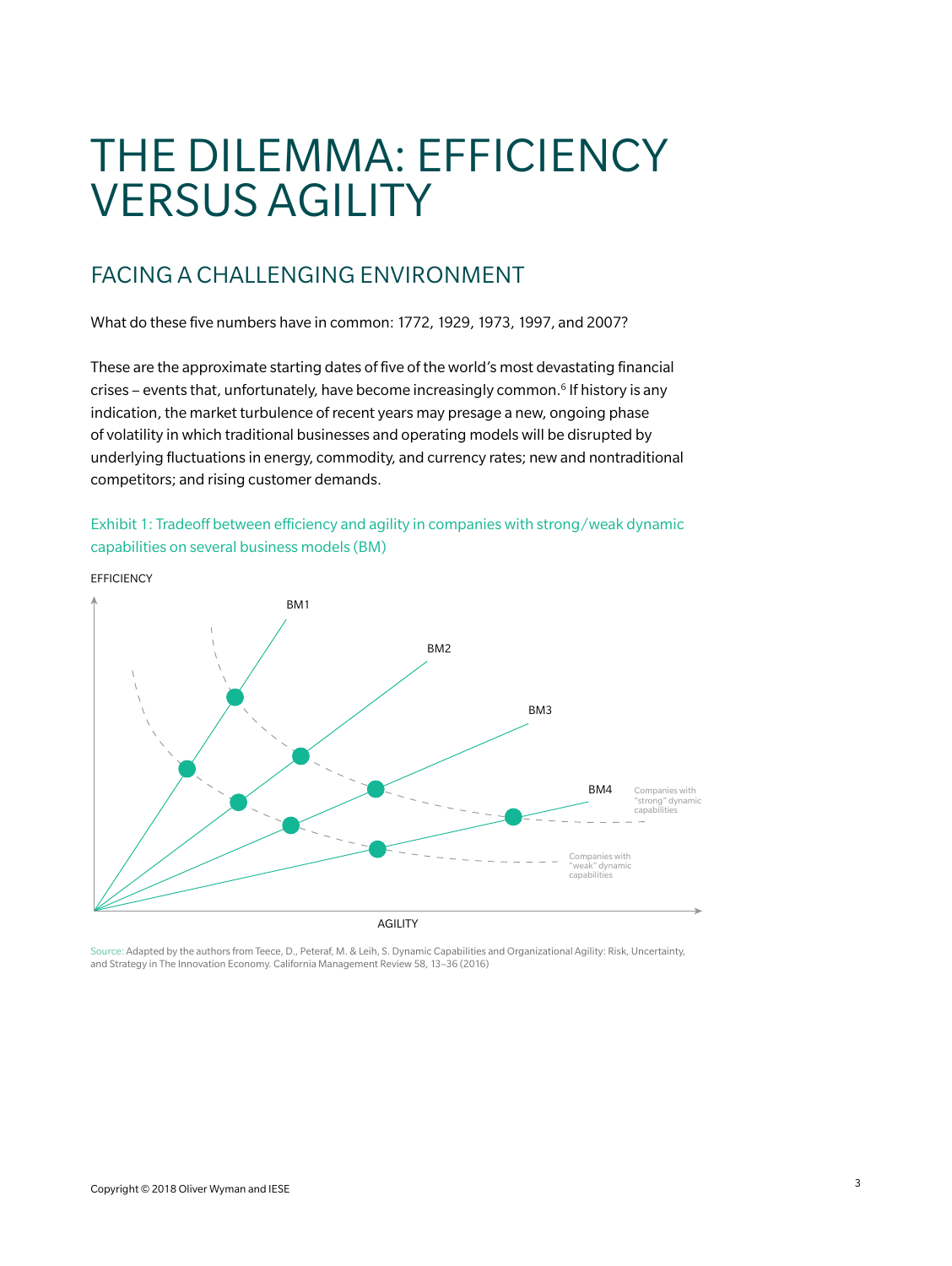# THE DILEMMA: EFFICIENCY VERSUS AGILITY

## FACING A CHALLENGING ENVIRONMENT

What do these five numbers have in common: 1772, 1929, 1973, 1997, and 2007?

These are the approximate starting dates of five of the world's most devastating financial crises – events that, unfortunately, have become increasingly common.[6] If history is any indication, the market turbulence of recent years may presage a new, ongoing phase of volatility in which traditional businesses and operating models will be disrupted by underlying fluctuations in energy, commodity, and currency rates; new and nontraditional competitors; and rising customer demands.

Exhibit 1: Tradeoff between efficiency and agility in companies with strong/weak dynamic capabilities on several business models (BM)

EFFICIENCY

BM1

BM2

BM3

BM4

Companies with "strong" dynamic capabilities

Companies with "weak" dynamic capabilities

AGILITY

Source: Adapted by the authors from Teece, D., Peteraf, M. & Leih, S. Dynamic Capabilities and Organizational Agility: Risk, Uncertainty, and Strategy in The Innovation Economy. California Management Review 58, 13–36 (2016)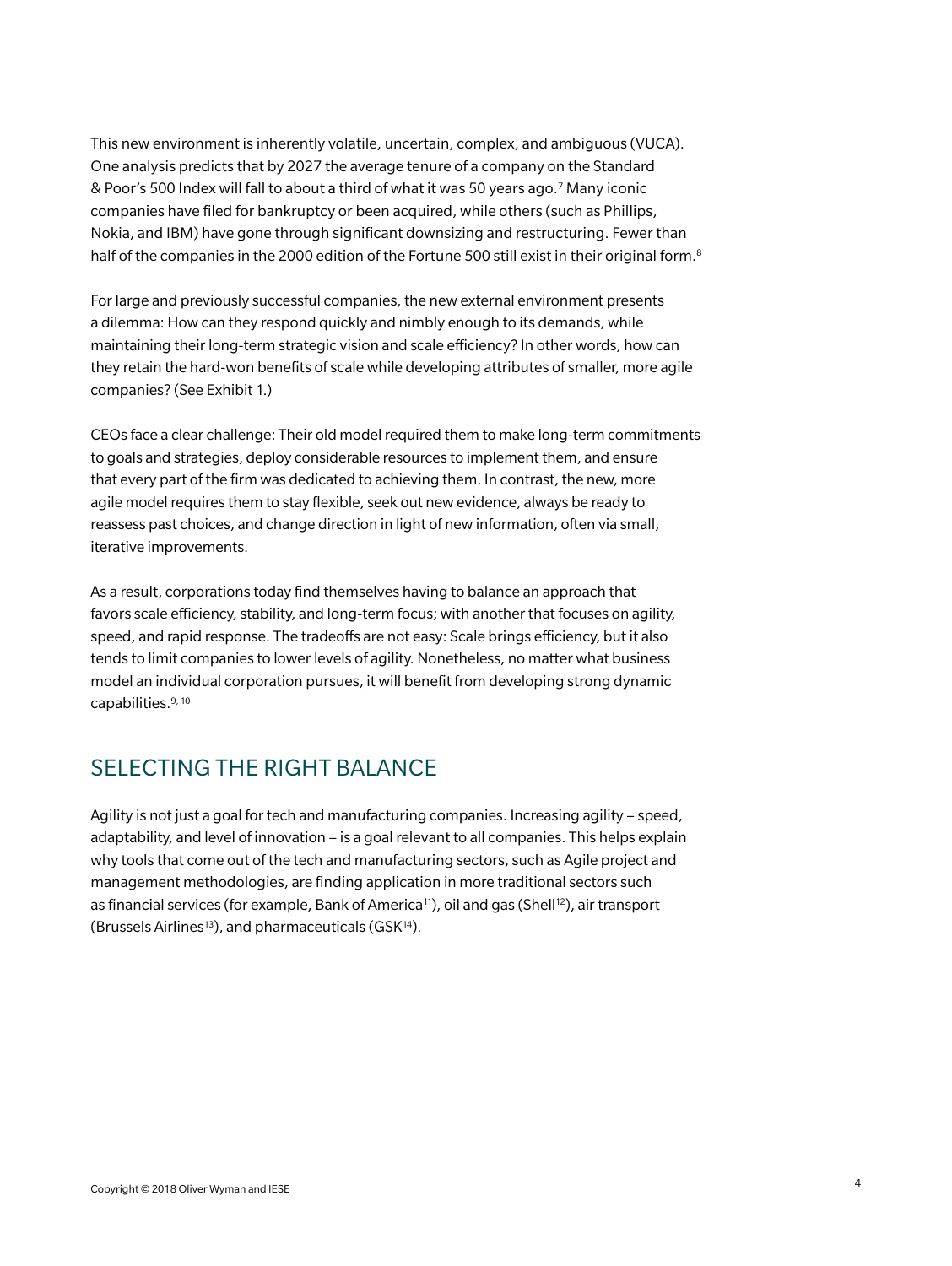This new environment is inherently volatile, uncertain, complex, and ambiguous (VUCA). One analysis predicts that by 2027 the average tenure of a company on the Standard & Poor's 500 Index will fall to about a third of what it was 50 years ago.[7] Many iconic companies have filed for bankruptcy or been acquired, while others (such as Phillips, Nokia, and IBM) have gone through significant downsizing and restructuring. Fewer than half of the companies in the 2000 edition of the Fortune 500 still exist in their original form.[8]

For large and previously successful companies, the new external environment presents a dilemma: How can they respond quickly and nimbly enough to its demands, while maintaining their long-term strategic vision and scale efficiency? In other words, how can they retain the hard-won benefits of scale while developing attributes of smaller, more agile companies? (See Exhibit 1.)

CEOs face a clear challenge: Their old model required them to make long-term commitments to goals and strategies, deploy considerable resources to implement them, and ensure that every part of the firm was dedicated to achieving them. In contrast, the new, more agile model requires them to stay flexible, seek out new evidence, always be ready to reassess past choices, and change direction in light of new information, often via small, iterative improvements.

As a result, corporations today find themselves having to balance an approach that favors scale efficiency, stability, and long-term focus; with another that focuses on agility, speed, and rapid response. The tradeoffs are not easy: Scale brings efficiency, but it also tends to limit companies to lower levels of agility. Nonetheless, no matter what business model an individual corporation pursues, it will benefit from developing strong dynamic capabilities.[9, 10]

## SELECTING THE RIGHT BALANCE

Agility is not just a goal for tech and manufacturing companies. Increasing agility – speed, adaptability, and level of innovation – is a goal relevant to all companies. This helps explain why tools that come out of the tech and manufacturing sectors, such as Agile project and management methodologies, are finding application in more traditional sectors such as financial services (for example, Bank of America[11]), oil and gas (Shell[12]), air transport (Brussels Airlines[13]), and pharmaceuticals (GSK[14]).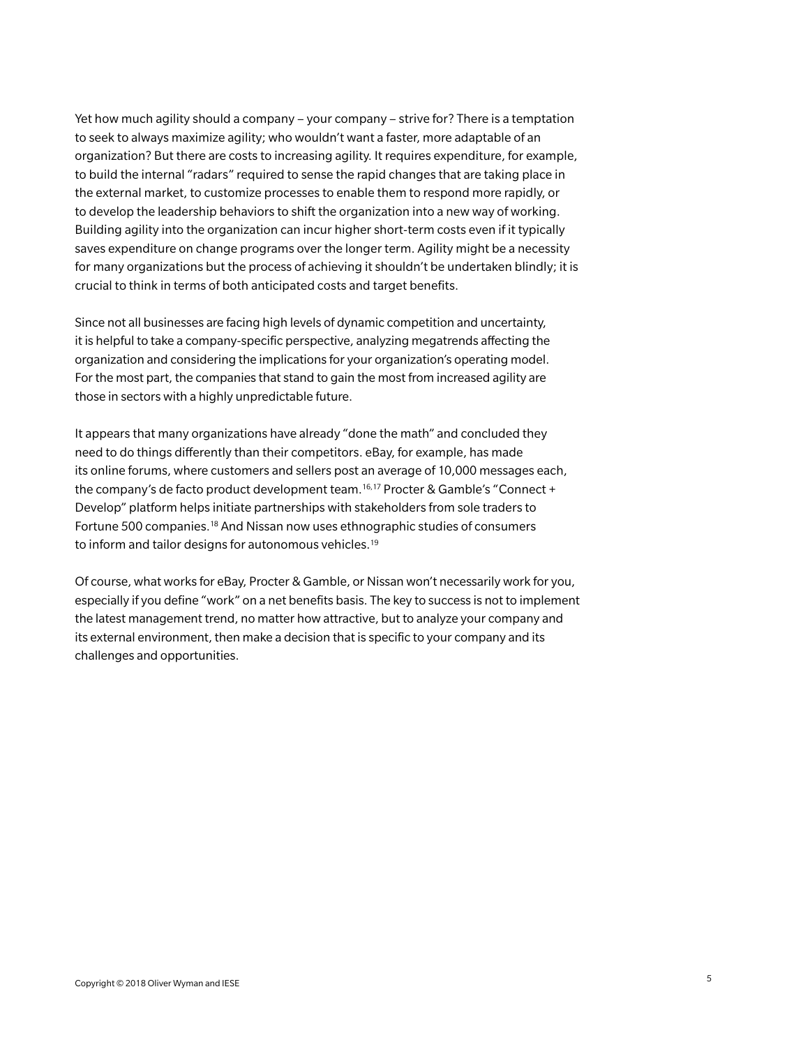Yet how much agility should a company – your company – strive for? There is a temptation to seek to always maximize agility; who wouldn't want a faster, more adaptable of an organization? But there are costs to increasing agility. It requires expenditure, for example, to build the internal "radars" required to sense the rapid changes that are taking place in the external market, to customize processes to enable them to respond more rapidly, or to develop the leadership behaviors to shift the organization into a new way of working. Building agility into the organization can incur higher short-term costs even if it typically saves expenditure on change programs over the longer term. Agility might be a necessity for many organizations but the process of achieving it shouldn't be undertaken blindly; it is crucial to think in terms of both anticipated costs and target benefits.

Since not all businesses are facing high levels of dynamic competition and uncertainty, it is helpful to take a company-specific perspective, analyzing megatrends affecting the organization and considering the implications for your organization's operating model. For the most part, the companies that stand to gain the most from increased agility are those in sectors with a highly unpredictable future.

It appears that many organizations have already "done the math" and concluded they need to do things differently than their competitors. eBay, for example, has made its online forums, where customers and sellers post an average of 10,000 messages each, the company's de facto product development team.[16,17] Procter & Gamble's "Connect + Develop" platform helps initiate partnerships with stakeholders from sole traders to Fortune 500 companies.[18] And Nissan now uses ethnographic studies of consumers to inform and tailor designs for autonomous vehicles.[19]

Of course, what works for eBay, Procter & Gamble, or Nissan won't necessarily work for you, especially if you define "work" on a net benefits basis. The key to success is not to implement the latest management trend, no matter how attractive, but to analyze your company and its external environment, then make a decision that is specific to your company and its challenges and opportunities.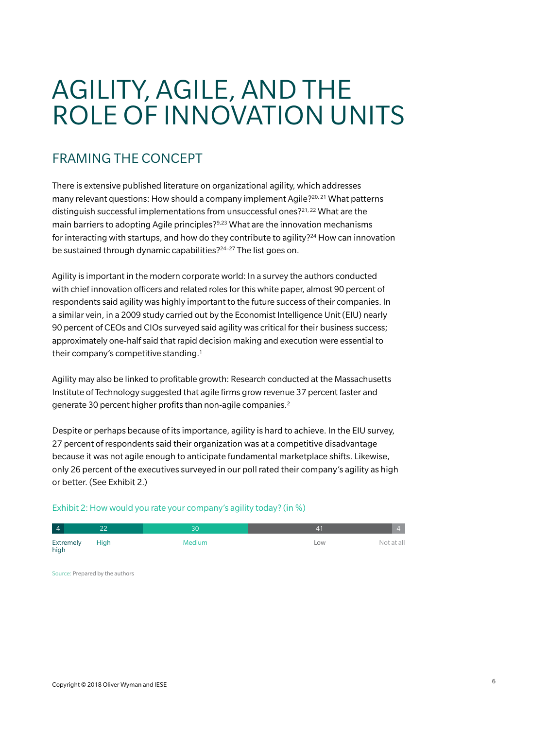# AGILITY, AGILE, AND THE ROLE OF INNOVATION UNITS

## FRAMING THE CONCEPT

There is extensive published literature on organizational agility, which addresses many relevant questions: How should a company implement Agile?[20, 21] What patterns distinguish successful implementations from unsuccessful ones?[21, 22] What are the main barriers to adopting Agile principles?[9,23] What are the innovation mechanisms for interacting with startups, and how do they contribute to agility?[24] How can innovation be sustained through dynamic capabilities?[24–27] The list goes on.

Agility is important in the modern corporate world: In a survey the authors conducted with chief innovation officers and related roles for this white paper, almost 90 percent of respondents said agility was highly important to the future success of their companies. In a similar vein, in a 2009 study carried out by the Economist Intelligence Unit (EIU) nearly 90 percent of CEOs and CIOs surveyed said agility was critical for their business success; approximately one-half said that rapid decision making and execution were essential to their company's competitive standing.[1]

Agility may also be linked to profitable growth: Research conducted at the Massachusetts Institute of Technology suggested that agile firms grow revenue 37 percent faster and generate 30 percent higher profits than non-agile companies.[2]

Despite or perhaps because of its importance, agility is hard to achieve. In the EIU survey, 27 percent of respondents said their organization was at a competitive disadvantage because it was not agile enough to anticipate fundamental marketplace shifts. Likewise, only 26 percent of the executives surveyed in our poll rated their company's agility as high or better. (See Exhibit 2.)

Exhibit 2: How would you rate your company's agility today? (in %)

| Extremely high | High | Medium | Low | Not at all |
|---|---|---|---|---|
| 4 | 22 | 30 | 41 | 4 |

Source: Prepared by the authors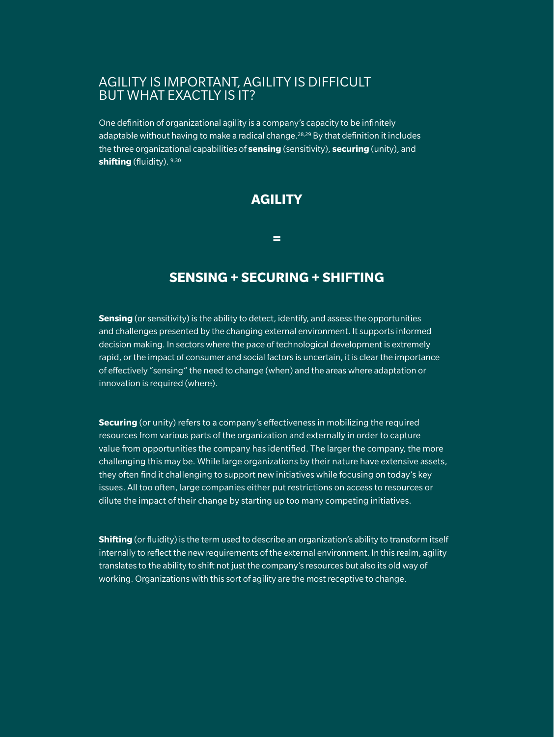## AGILITY IS IMPORTANT, AGILITY IS DIFFICULT BUT WHAT EXACTLY IS IT?

One definition of organizational agility is a company's capacity to be infinitely adaptable without having to make a radical change.[28,29] By that definition it includes the three organizational capabilities of **sensing** (sensitivity), **securing** (unity), and **shifting** (fluidity).[9,30]

**AGILITY**

**=**

**SENSING + SECURING + SHIFTING**

**Sensing** (or sensitivity) is the ability to detect, identify, and assess the opportunities and challenges presented by the changing external environment. It supports informed decision making. In sectors where the pace of technological development is extremely rapid, or the impact of consumer and social factors is uncertain, it is clear the importance of effectively "sensing" the need to change (when) and the areas where adaptation or innovation is required (where).

**Securing** (or unity) refers to a company's effectiveness in mobilizing the required resources from various parts of the organization and externally in order to capture value from opportunities the company has identified. The larger the company, the more challenging this may be. While large organizations by their nature have extensive assets, they often find it challenging to support new initiatives while focusing on today's key issues. All too often, large companies either put restrictions on access to resources or dilute the impact of their change by starting up too many competing initiatives.

**Shifting** (or fluidity) is the term used to describe an organization's ability to transform itself internally to reflect the new requirements of the external environment. In this realm, agility translates to the ability to shift not just the company's resources but also its old way of working. Organizations with this sort of agility are the most receptive to change.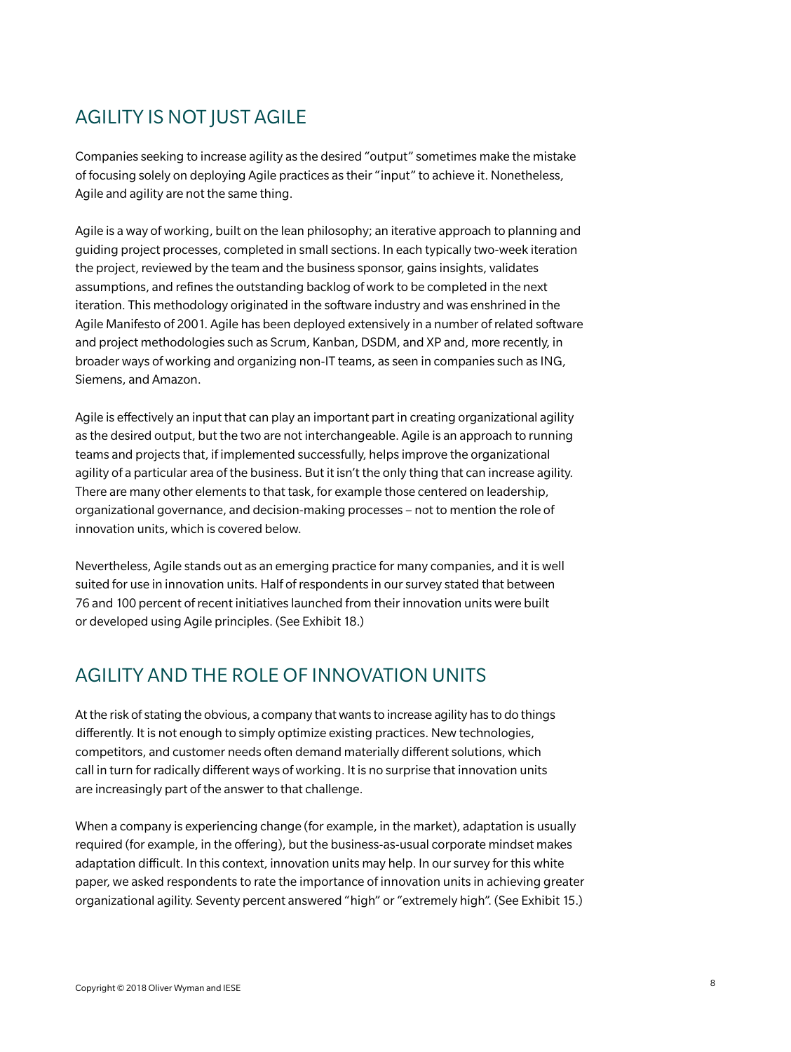## AGILITY IS NOT JUST AGILE

Companies seeking to increase agility as the desired "output" sometimes make the mistake of focusing solely on deploying Agile practices as their "input" to achieve it. Nonetheless, Agile and agility are not the same thing.

Agile is a way of working, built on the lean philosophy; an iterative approach to planning and guiding project processes, completed in small sections. In each typically two-week iteration the project, reviewed by the team and the business sponsor, gains insights, validates assumptions, and refines the outstanding backlog of work to be completed in the next iteration. This methodology originated in the software industry and was enshrined in the Agile Manifesto of 2001. Agile has been deployed extensively in a number of related software and project methodologies such as Scrum, Kanban, DSDM, and XP and, more recently, in broader ways of working and organizing non-IT teams, as seen in companies such as ING, Siemens, and Amazon.

Agile is effectively an input that can play an important part in creating organizational agility as the desired output, but the two are not interchangeable. Agile is an approach to running teams and projects that, if implemented successfully, helps improve the organizational agility of a particular area of the business. But it isn't the only thing that can increase agility. There are many other elements to that task, for example those centered on leadership, organizational governance, and decision-making processes – not to mention the role of innovation units, which is covered below.

Nevertheless, Agile stands out as an emerging practice for many companies, and it is well suited for use in innovation units. Half of respondents in our survey stated that between 76 and 100 percent of recent initiatives launched from their innovation units were built or developed using Agile principles. (See Exhibit 18.)

## AGILITY AND THE ROLE OF INNOVATION UNITS

At the risk of stating the obvious, a company that wants to increase agility has to do things differently. It is not enough to simply optimize existing practices. New technologies, competitors, and customer needs often demand materially different solutions, which call in turn for radically different ways of working. It is no surprise that innovation units are increasingly part of the answer to that challenge.

When a company is experiencing change (for example, in the market), adaptation is usually required (for example, in the offering), but the business-as-usual corporate mindset makes adaptation difficult. In this context, innovation units may help. In our survey for this white paper, we asked respondents to rate the importance of innovation units in achieving greater organizational agility. Seventy percent answered "high" or "extremely high". (See Exhibit 15.)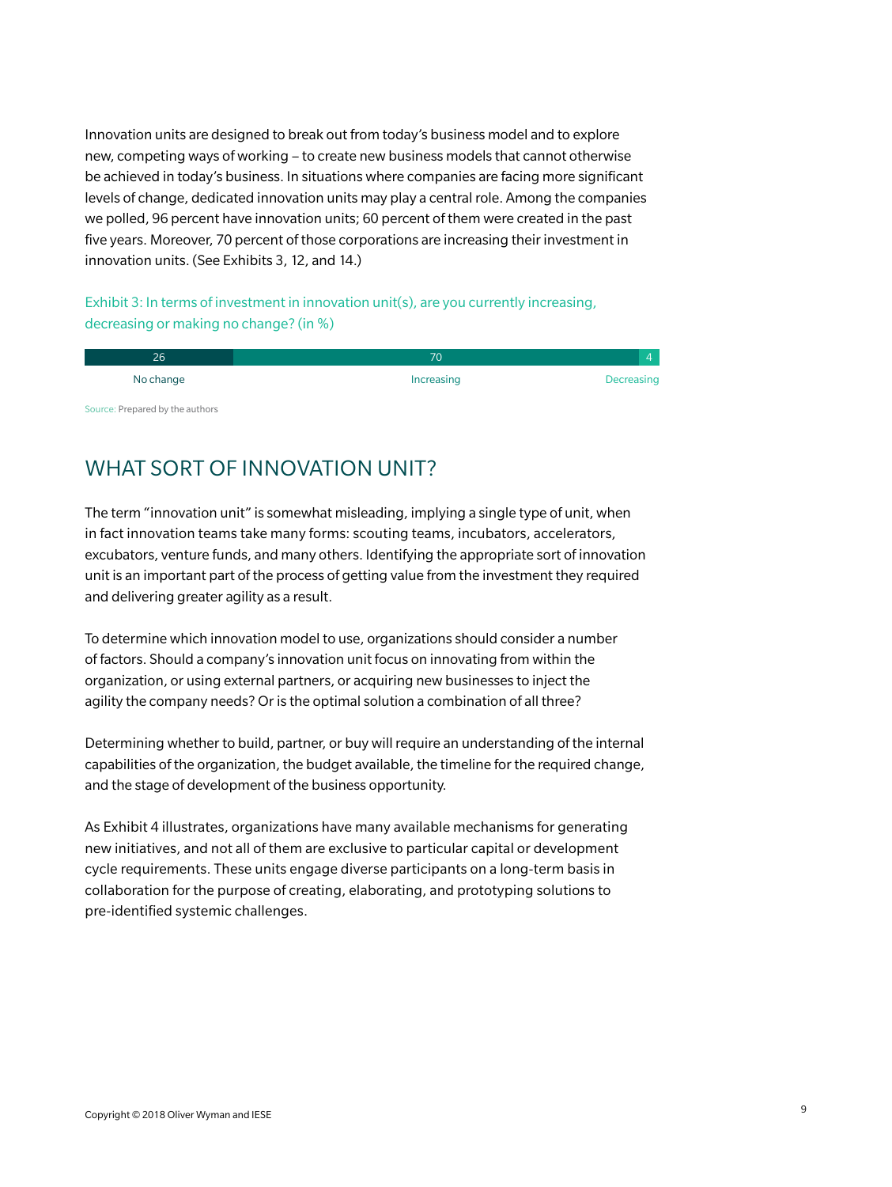Innovation units are designed to break out from today's business model and to explore new, competing ways of working – to create new business models that cannot otherwise be achieved in today's business. In situations where companies are facing more significant levels of change, dedicated innovation units may play a central role. Among the companies we polled, 96 percent have innovation units; 60 percent of them were created in the past five years. Moreover, 70 percent of those corporations are increasing their investment in innovation units. (See Exhibits 3, 12, and 14.)

Exhibit 3: In terms of investment in innovation unit(s), are you currently increasing, decreasing or making no change? (in %)

| No change | Increasing | Decreasing |
|---|---|---|
| 26 | 70 | 4 |

Source: Prepared by the authors

## WHAT SORT OF INNOVATION UNIT?

The term "innovation unit" is somewhat misleading, implying a single type of unit, when in fact innovation teams take many forms: scouting teams, incubators, accelerators, excubators, venture funds, and many others. Identifying the appropriate sort of innovation unit is an important part of the process of getting value from the investment they required and delivering greater agility as a result.

To determine which innovation model to use, organizations should consider a number of factors. Should a company's innovation unit focus on innovating from within the organization, or using external partners, or acquiring new businesses to inject the agility the company needs? Or is the optimal solution a combination of all three?

Determining whether to build, partner, or buy will require an understanding of the internal capabilities of the organization, the budget available, the timeline for the required change, and the stage of development of the business opportunity.

As Exhibit 4 illustrates, organizations have many available mechanisms for generating new initiatives, and not all of them are exclusive to particular capital or development cycle requirements. These units engage diverse participants on a long-term basis in collaboration for the purpose of creating, elaborating, and prototyping solutions to pre-identified systemic challenges.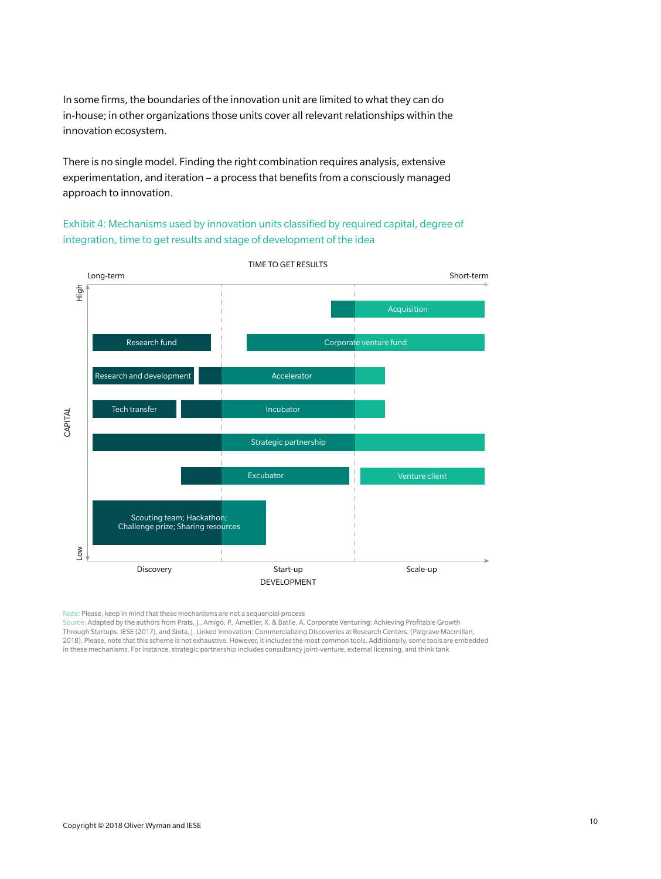In some firms, the boundaries of the innovation unit are limited to what they can do in-house; in other organizations those units cover all relevant relationships within the innovation ecosystem.

There is no single model. Finding the right combination requires analysis, extensive experimentation, and iteration – a process that benefits from a consciously managed approach to innovation.

Exhibit 4: Mechanisms used by innovation units classified by required capital, degree of integration, time to get results and stage of development of the idea

TIME TO GET RESULTS

Long-term — Short-term

CAPITAL: High — Low

Acquisition

Research fund

Corporate venture fund

Research and development

Accelerator

Tech transfer

Incubator

Strategic partnership

Excubator

Venture client

Scouting team; Hackathon; Challenge prize; Sharing resources

Discovery — Start-up — Scale-up

DEVELOPMENT

Note: Please, keep in mind that these mechanisms are not a sequencial process

Source: Adapted by the authors from Prats, J., Amigó, P., Ametller, X. & Batlle, A. Corporate Venturing: Achieving Profitable Growth Through Startups. IESE (2017), and Siota, J. Linked Innovation: Commercializing Discoveries at Research Centers. (Palgrave Macmillan, 2018). Please, note that this scheme is not exhaustive. However, it includes the most common tools. Additionally, some tools are embedded in these mechanisms. For instance, strategic partnership includes consultancy joint-venture, external licensing, and think tank

Copyright © 2018 Oliver Wyman and IESE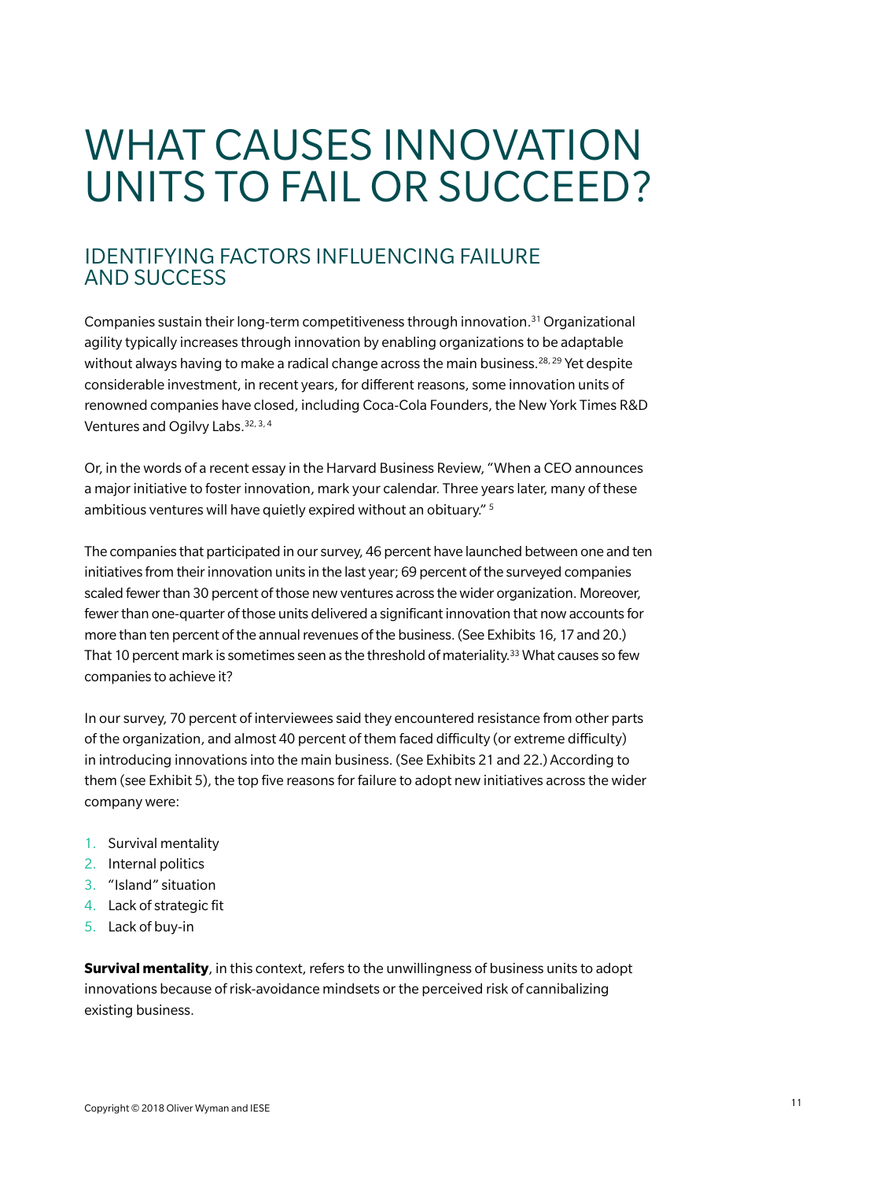# WHAT CAUSES INNOVATION UNITS TO FAIL OR SUCCEED?

## IDENTIFYING FACTORS INFLUENCING FAILURE AND SUCCESS

Companies sustain their long-term competitiveness through innovation.[31] Organizational agility typically increases through innovation by enabling organizations to be adaptable without always having to make a radical change across the main business.[28, 29] Yet despite considerable investment, in recent years, for different reasons, some innovation units of renowned companies have closed, including Coca-Cola Founders, the New York Times R&D Ventures and Ogilvy Labs.[32, 3, 4]

Or, in the words of a recent essay in the Harvard Business Review, "When a CEO announces a major initiative to foster innovation, mark your calendar. Three years later, many of these ambitious ventures will have quietly expired without an obituary." [5]

The companies that participated in our survey, 46 percent have launched between one and ten initiatives from their innovation units in the last year; 69 percent of the surveyed companies scaled fewer than 30 percent of those new ventures across the wider organization. Moreover, fewer than one-quarter of those units delivered a significant innovation that now accounts for more than ten percent of the annual revenues of the business. (See Exhibits 16, 17 and 20.) That 10 percent mark is sometimes seen as the threshold of materiality.[33] What causes so few companies to achieve it?

In our survey, 70 percent of interviewees said they encountered resistance from other parts of the organization, and almost 40 percent of them faced difficulty (or extreme difficulty) in introducing innovations into the main business. (See Exhibits 21 and 22.) According to them (see Exhibit 5), the top five reasons for failure to adopt new initiatives across the wider company were:

1. Survival mentality
2. Internal politics
3. "Island" situation
4. Lack of strategic fit
5. Lack of buy-in

**Survival mentality**, in this context, refers to the unwillingness of business units to adopt innovations because of risk-avoidance mindsets or the perceived risk of cannibalizing existing business.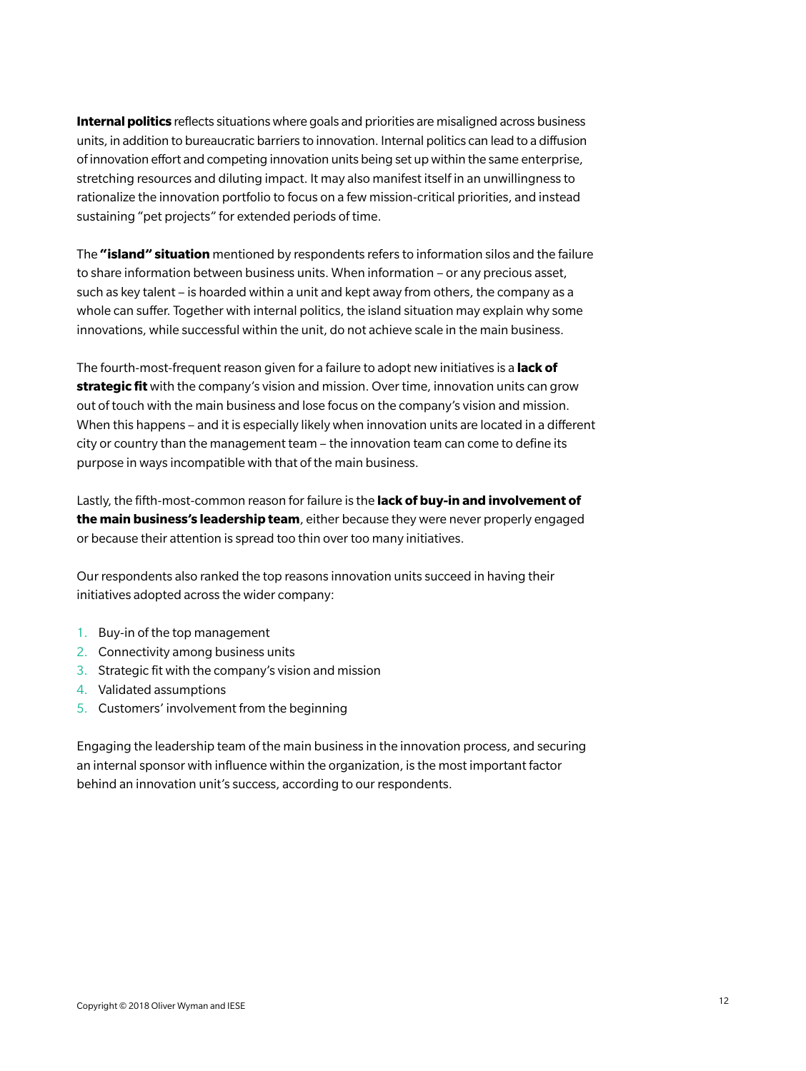**Internal politics** reflects situations where goals and priorities are misaligned across business units, in addition to bureaucratic barriers to innovation. Internal politics can lead to a diffusion of innovation effort and competing innovation units being set up within the same enterprise, stretching resources and diluting impact. It may also manifest itself in an unwillingness to rationalize the innovation portfolio to focus on a few mission-critical priorities, and instead sustaining "pet projects" for extended periods of time.

The **"island" situation** mentioned by respondents refers to information silos and the failure to share information between business units. When information – or any precious asset, such as key talent – is hoarded within a unit and kept away from others, the company as a whole can suffer. Together with internal politics, the island situation may explain why some innovations, while successful within the unit, do not achieve scale in the main business.

The fourth-most-frequent reason given for a failure to adopt new initiatives is a **lack of strategic fit** with the company's vision and mission. Over time, innovation units can grow out of touch with the main business and lose focus on the company's vision and mission. When this happens – and it is especially likely when innovation units are located in a different city or country than the management team – the innovation team can come to define its purpose in ways incompatible with that of the main business.

Lastly, the fifth-most-common reason for failure is the **lack of buy-in and involvement of the main business's leadership team**, either because they were never properly engaged or because their attention is spread too thin over too many initiatives.

Our respondents also ranked the top reasons innovation units succeed in having their initiatives adopted across the wider company:

1. Buy-in of the top management
2. Connectivity among business units
3. Strategic fit with the company's vision and mission
4. Validated assumptions
5. Customers' involvement from the beginning

Engaging the leadership team of the main business in the innovation process, and securing an internal sponsor with influence within the organization, is the most important factor behind an innovation unit's success, according to our respondents.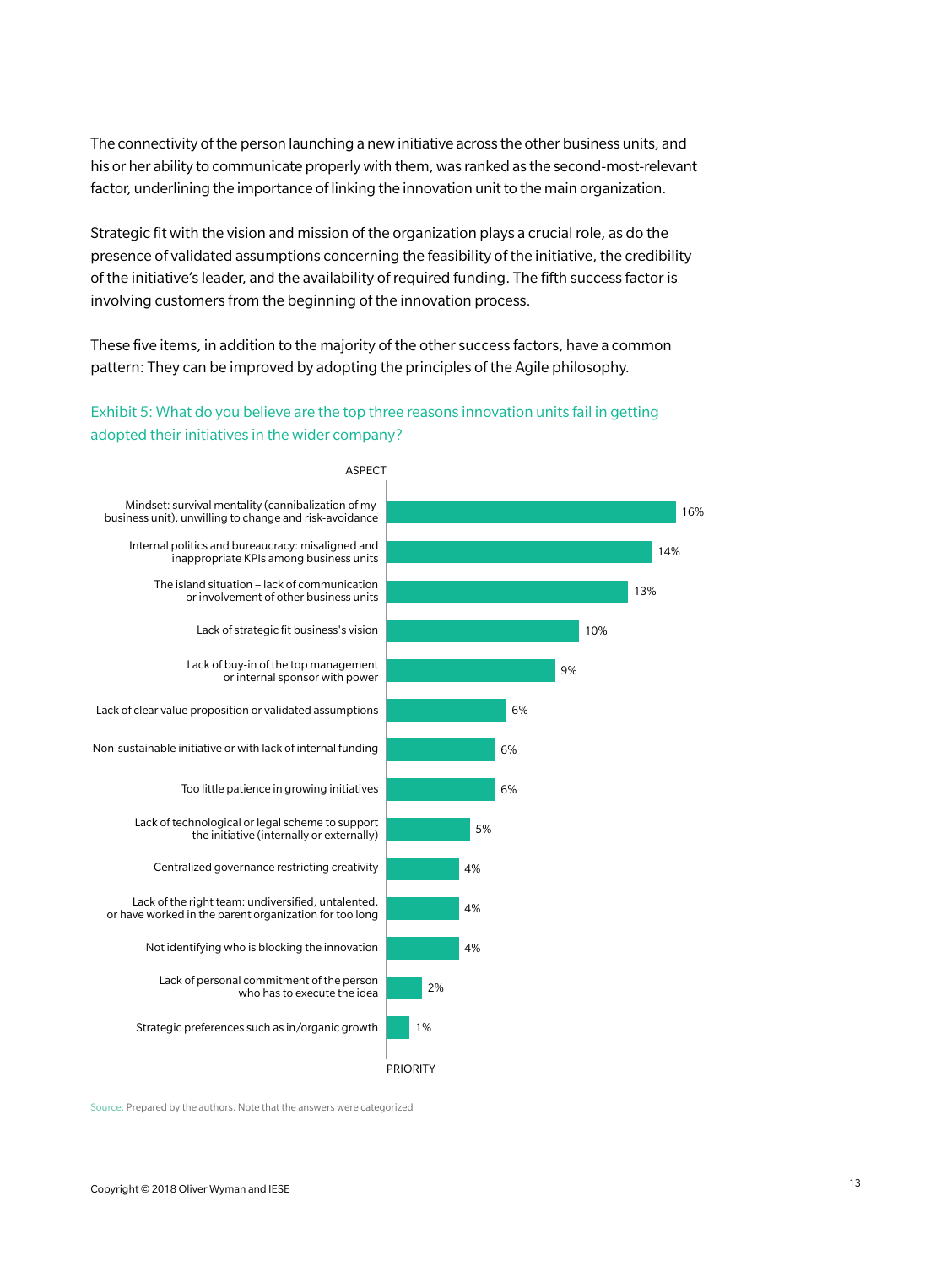The connectivity of the person launching a new initiative across the other business units, and his or her ability to communicate properly with them, was ranked as the second-most-relevant factor, underlining the importance of linking the innovation unit to the main organization.

Strategic fit with the vision and mission of the organization plays a crucial role, as do the presence of validated assumptions concerning the feasibility of the initiative, the credibility of the initiative's leader, and the availability of required funding. The fifth success factor is involving customers from the beginning of the innovation process.

These five items, in addition to the majority of the other success factors, have a common pattern: They can be improved by adopting the principles of the Agile philosophy.

Exhibit 5: What do you believe are the top three reasons innovation units fail in getting adopted their initiatives in the wider company?

| ASPECT | PRIORITY |
|---|---|
| Mindset: survival mentality (cannibalization of my business unit), unwilling to change and risk-avoidance | 16% |
| Internal politics and bureaucracy: misaligned and inappropriate KPIs among business units | 14% |
| The island situation – lack of communication or involvement of other business units | 13% |
| Lack of strategic fit business's vision | 10% |
| Lack of buy-in of the top management or internal sponsor with power | 9% |
| Lack of clear value proposition or validated assumptions | 6% |
| Non-sustainable initiative or with lack of internal funding | 6% |
| Too little patience in growing initiatives | 6% |
| Lack of technological or legal scheme to support the initiative (internally or externally) | 5% |
| Centralized governance restricting creativity | 4% |
| Lack of the right team: undiversified, untalented, or have worked in the parent organization for too long | 4% |
| Not identifying who is blocking the innovation | 4% |
| Lack of personal commitment of the person who has to execute the idea | 2% |
| Strategic preferences such as in/organic growth | 1% |

Source: Prepared by the authors. Note that the answers were categorized

Copyright © 2018 Oliver Wyman and IESE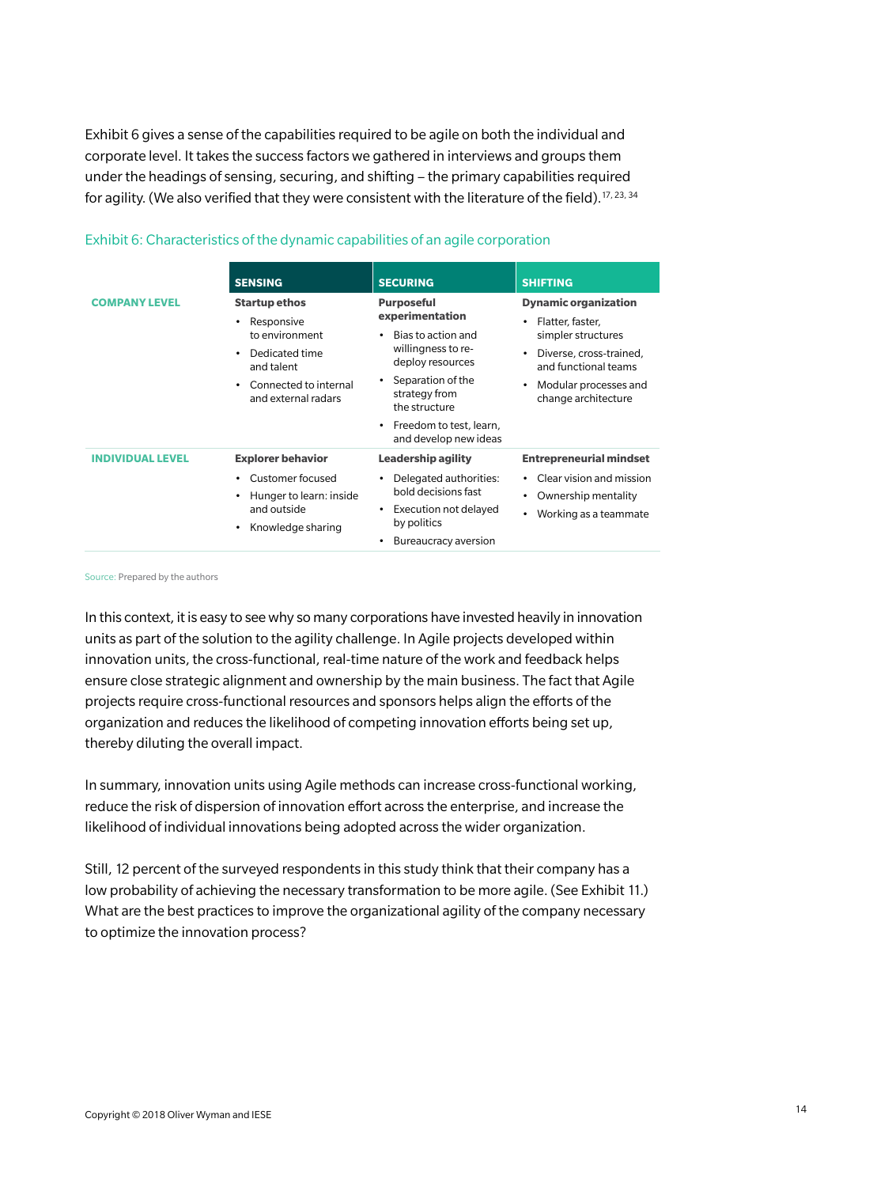Exhibit 6 gives a sense of the capabilities required to be agile on both the individual and corporate level. It takes the success factors we gathered in interviews and groups them under the headings of sensing, securing, and shifting – the primary capabilities required for agility. (We also verified that they were consistent with the literature of the field).[17, 23, 34]

Exhibit 6: Characteristics of the dynamic capabilities of an agile corporation

| | SENSING | SECURING | SHIFTING |
|---|---|---|---|
| COMPANY LEVEL | **Startup ethos**<br>• Responsive to environment<br>• Dedicated time and talent<br>• Connected to internal and external radars | **Purposeful experimentation**<br>• Bias to action and willingness to re-deploy resources<br>• Separation of the strategy from the structure<br>• Freedom to test, learn, and develop new ideas | **Dynamic organization**<br>• Flatter, faster, simpler structures<br>• Diverse, cross-trained, and functional teams<br>• Modular processes and change architecture |
| INDIVIDUAL LEVEL | **Explorer behavior**<br>• Customer focused<br>• Hunger to learn: inside and outside<br>• Knowledge sharing | **Leadership agility**<br>• Delegated authorities: bold decisions fast<br>• Execution not delayed by politics<br>• Bureaucracy aversion | **Entrepreneurial mindset**<br>• Clear vision and mission<br>• Ownership mentality<br>• Working as a teammate |

Source: Prepared by the authors

In this context, it is easy to see why so many corporations have invested heavily in innovation units as part of the solution to the agility challenge. In Agile projects developed within innovation units, the cross-functional, real-time nature of the work and feedback helps ensure close strategic alignment and ownership by the main business. The fact that Agile projects require cross-functional resources and sponsors helps align the efforts of the organization and reduces the likelihood of competing innovation efforts being set up, thereby diluting the overall impact.

In summary, innovation units using Agile methods can increase cross-functional working, reduce the risk of dispersion of innovation effort across the enterprise, and increase the likelihood of individual innovations being adopted across the wider organization.

Still, 12 percent of the surveyed respondents in this study think that their company has a low probability of achieving the necessary transformation to be more agile. (See Exhibit 11.) What are the best practices to improve the organizational agility of the company necessary to optimize the innovation process?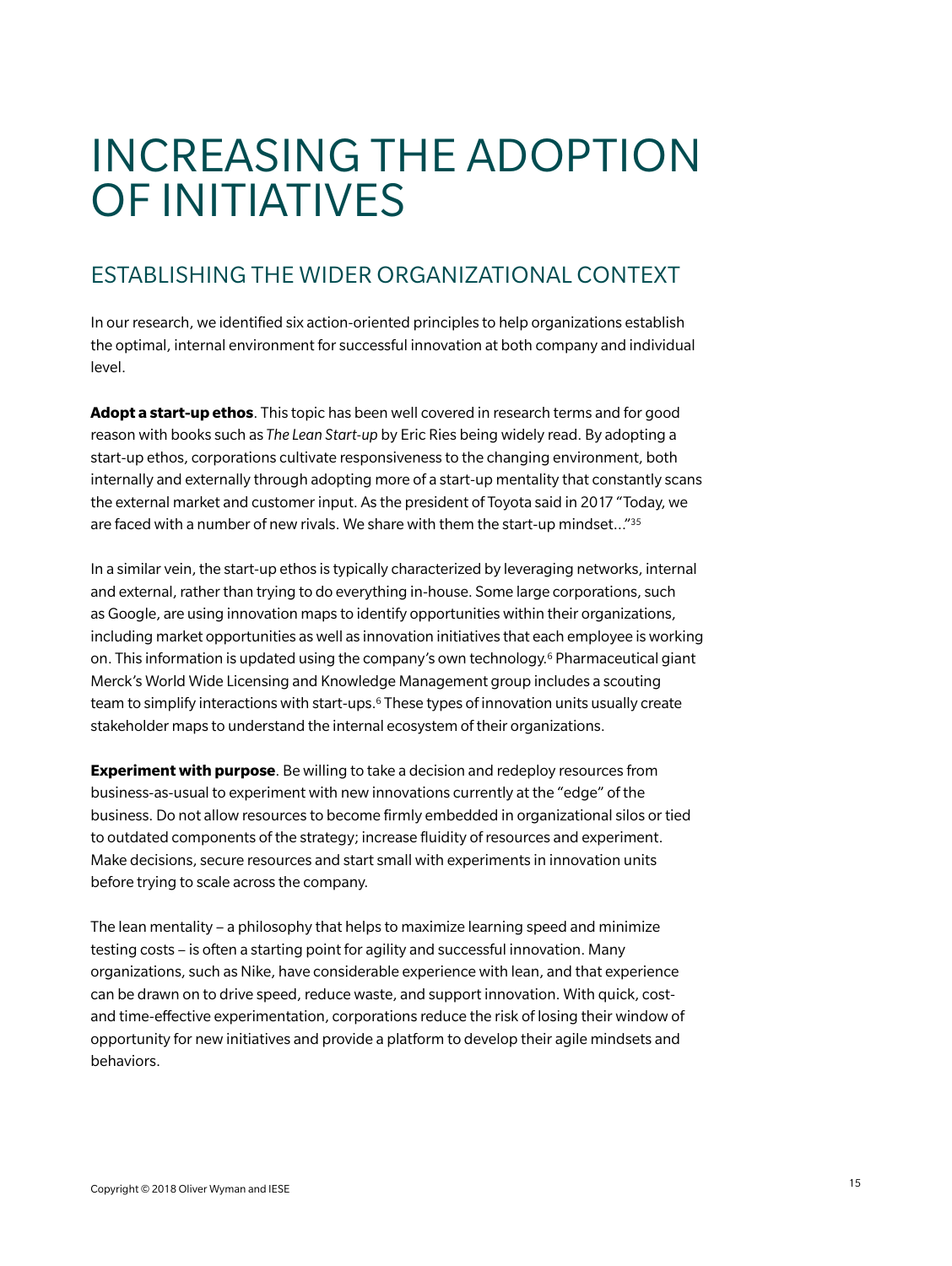# INCREASING THE ADOPTION OF INITIATIVES

## ESTABLISHING THE WIDER ORGANIZATIONAL CONTEXT

In our research, we identified six action-oriented principles to help organizations establish the optimal, internal environment for successful innovation at both company and individual level.

**Adopt a start-up ethos**. This topic has been well covered in research terms and for good reason with books such as *The Lean Start-up* by Eric Ries being widely read. By adopting a start-up ethos, corporations cultivate responsiveness to the changing environment, both internally and externally through adopting more of a start-up mentality that constantly scans the external market and customer input. As the president of Toyota said in 2017 "Today, we are faced with a number of new rivals. We share with them the start-up mindset…"[35]

In a similar vein, the start-up ethos is typically characterized by leveraging networks, internal and external, rather than trying to do everything in-house. Some large corporations, such as Google, are using innovation maps to identify opportunities within their organizations, including market opportunities as well as innovation initiatives that each employee is working on. This information is updated using the company's own technology.[6] Pharmaceutical giant Merck's World Wide Licensing and Knowledge Management group includes a scouting team to simplify interactions with start-ups.[6] These types of innovation units usually create stakeholder maps to understand the internal ecosystem of their organizations.

**Experiment with purpose**. Be willing to take a decision and redeploy resources from business-as-usual to experiment with new innovations currently at the "edge" of the business. Do not allow resources to become firmly embedded in organizational silos or tied to outdated components of the strategy; increase fluidity of resources and experiment. Make decisions, secure resources and start small with experiments in innovation units before trying to scale across the company.

The lean mentality – a philosophy that helps to maximize learning speed and minimize testing costs – is often a starting point for agility and successful innovation. Many organizations, such as Nike, have considerable experience with lean, and that experience can be drawn on to drive speed, reduce waste, and support innovation. With quick, cost- and time-effective experimentation, corporations reduce the risk of losing their window of opportunity for new initiatives and provide a platform to develop their agile mindsets and behaviors.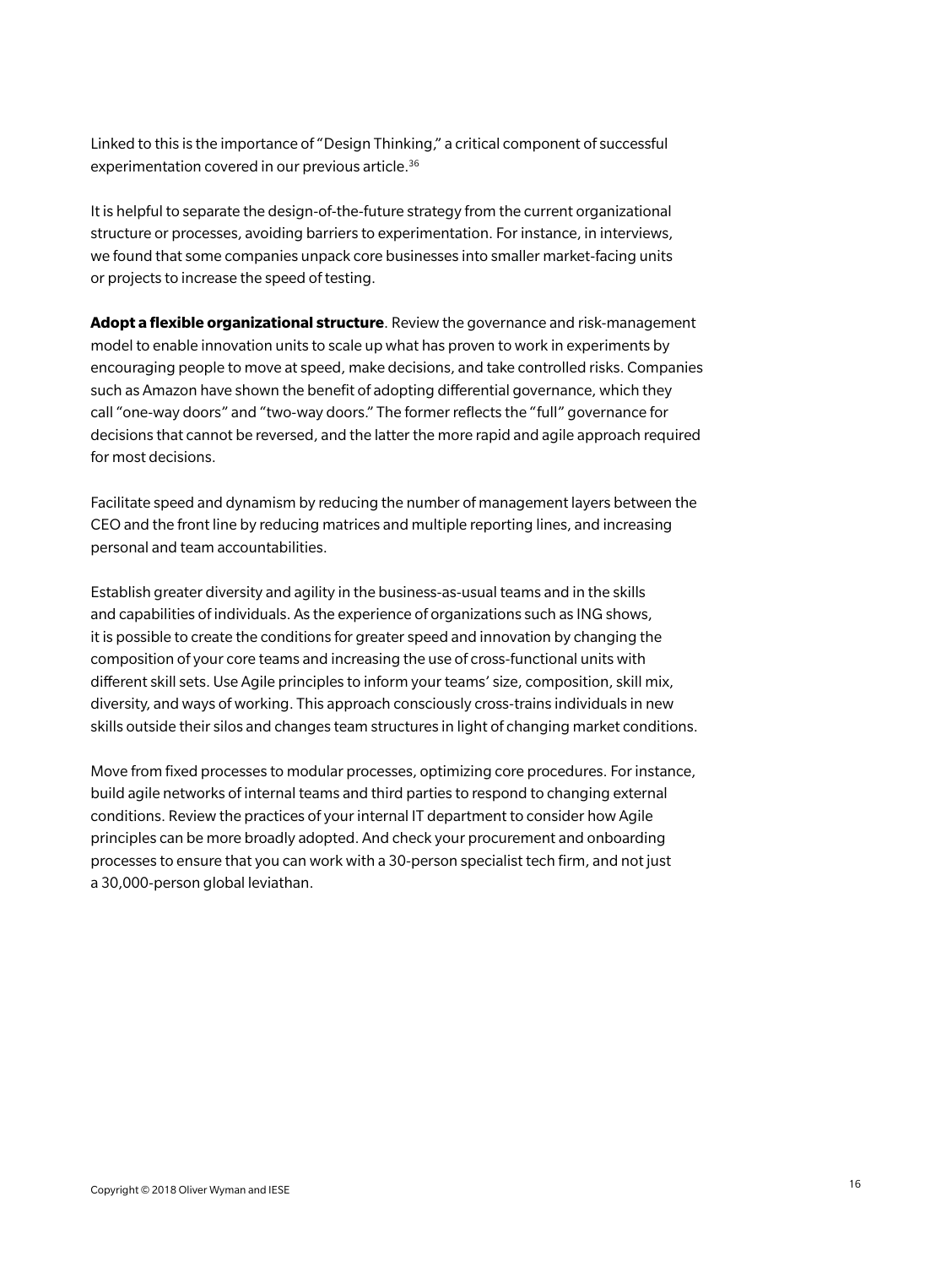Linked to this is the importance of "Design Thinking," a critical component of successful experimentation covered in our previous article.[36]

It is helpful to separate the design-of-the-future strategy from the current organizational structure or processes, avoiding barriers to experimentation. For instance, in interviews, we found that some companies unpack core businesses into smaller market-facing units or projects to increase the speed of testing.

**Adopt a flexible organizational structure**. Review the governance and risk-management model to enable innovation units to scale up what has proven to work in experiments by encouraging people to move at speed, make decisions, and take controlled risks. Companies such as Amazon have shown the benefit of adopting differential governance, which they call "one-way doors" and "two-way doors." The former reflects the "full" governance for decisions that cannot be reversed, and the latter the more rapid and agile approach required for most decisions.

Facilitate speed and dynamism by reducing the number of management layers between the CEO and the front line by reducing matrices and multiple reporting lines, and increasing personal and team accountabilities.

Establish greater diversity and agility in the business-as-usual teams and in the skills and capabilities of individuals. As the experience of organizations such as ING shows, it is possible to create the conditions for greater speed and innovation by changing the composition of your core teams and increasing the use of cross-functional units with different skill sets. Use Agile principles to inform your teams' size, composition, skill mix, diversity, and ways of working. This approach consciously cross-trains individuals in new skills outside their silos and changes team structures in light of changing market conditions.

Move from fixed processes to modular processes, optimizing core procedures. For instance, build agile networks of internal teams and third parties to respond to changing external conditions. Review the practices of your internal IT department to consider how Agile principles can be more broadly adopted. And check your procurement and onboarding processes to ensure that you can work with a 30-person specialist tech firm, and not just a 30,000-person global leviathan.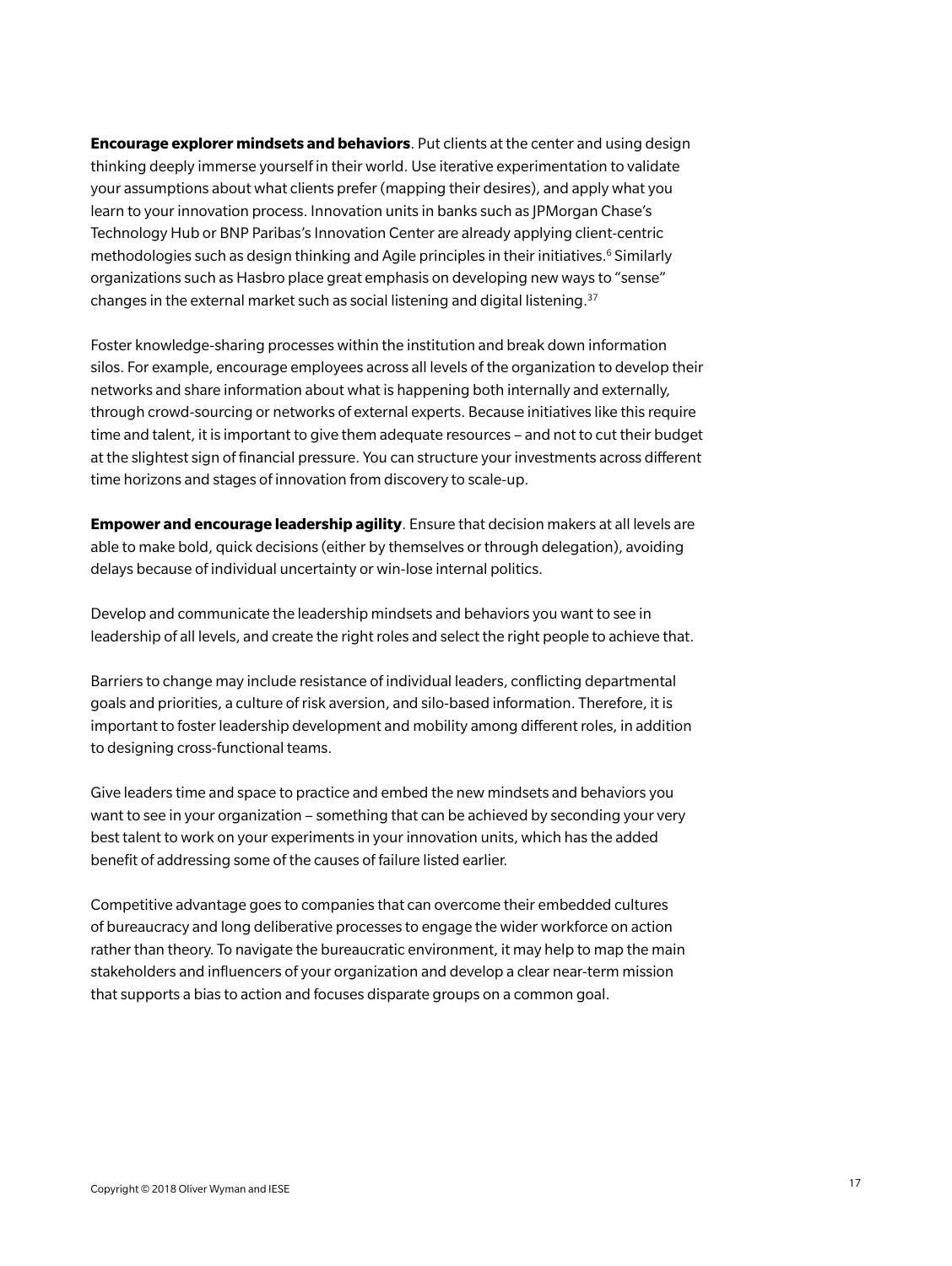**Encourage explorer mindsets and behaviors**. Put clients at the center and using design thinking deeply immerse yourself in their world. Use iterative experimentation to validate your assumptions about what clients prefer (mapping their desires), and apply what you learn to your innovation process. Innovation units in banks such as JPMorgan Chase's Technology Hub or BNP Paribas's Innovation Center are already applying client-centric methodologies such as design thinking and Agile principles in their initiatives.[6] Similarly organizations such as Hasbro place great emphasis on developing new ways to "sense" changes in the external market such as social listening and digital listening.[37]

Foster knowledge-sharing processes within the institution and break down information silos. For example, encourage employees across all levels of the organization to develop their networks and share information about what is happening both internally and externally, through crowd-sourcing or networks of external experts. Because initiatives like this require time and talent, it is important to give them adequate resources – and not to cut their budget at the slightest sign of financial pressure. You can structure your investments across different time horizons and stages of innovation from discovery to scale-up.

**Empower and encourage leadership agility**. Ensure that decision makers at all levels are able to make bold, quick decisions (either by themselves or through delegation), avoiding delays because of individual uncertainty or win-lose internal politics.

Develop and communicate the leadership mindsets and behaviors you want to see in leadership of all levels, and create the right roles and select the right people to achieve that.

Barriers to change may include resistance of individual leaders, conflicting departmental goals and priorities, a culture of risk aversion, and silo-based information. Therefore, it is important to foster leadership development and mobility among different roles, in addition to designing cross-functional teams.

Give leaders time and space to practice and embed the new mindsets and behaviors you want to see in your organization – something that can be achieved by seconding your very best talent to work on your experiments in your innovation units, which has the added benefit of addressing some of the causes of failure listed earlier.

Competitive advantage goes to companies that can overcome their embedded cultures of bureaucracy and long deliberative processes to engage the wider workforce on action rather than theory. To navigate the bureaucratic environment, it may help to map the main stakeholders and influencers of your organization and develop a clear near-term mission that supports a bias to action and focuses disparate groups on a common goal.

Copyright © 2018 Oliver Wyman and IESE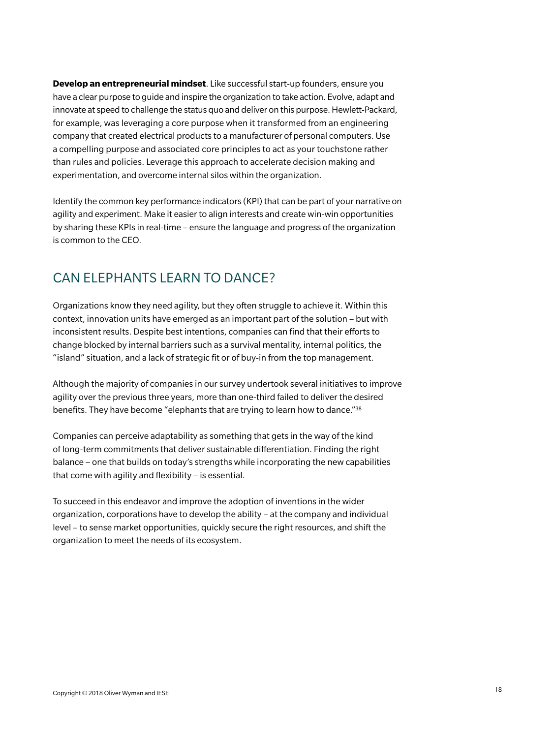**Develop an entrepreneurial mindset**. Like successful start-up founders, ensure you have a clear purpose to guide and inspire the organization to take action. Evolve, adapt and innovate at speed to challenge the status quo and deliver on this purpose. Hewlett-Packard, for example, was leveraging a core purpose when it transformed from an engineering company that created electrical products to a manufacturer of personal computers. Use a compelling purpose and associated core principles to act as your touchstone rather than rules and policies. Leverage this approach to accelerate decision making and experimentation, and overcome internal silos within the organization.

Identify the common key performance indicators (KPI) that can be part of your narrative on agility and experiment. Make it easier to align interests and create win-win opportunities by sharing these KPIs in real-time – ensure the language and progress of the organization is common to the CEO.

## CAN ELEPHANTS LEARN TO DANCE?

Organizations know they need agility, but they often struggle to achieve it. Within this context, innovation units have emerged as an important part of the solution – but with inconsistent results. Despite best intentions, companies can find that their efforts to change blocked by internal barriers such as a survival mentality, internal politics, the "island" situation, and a lack of strategic fit or of buy-in from the top management.

Although the majority of companies in our survey undertook several initiatives to improve agility over the previous three years, more than one-third failed to deliver the desired benefits. They have become "elephants that are trying to learn how to dance."[38]

Companies can perceive adaptability as something that gets in the way of the kind of long-term commitments that deliver sustainable differentiation. Finding the right balance – one that builds on today's strengths while incorporating the new capabilities that come with agility and flexibility – is essential.

To succeed in this endeavor and improve the adoption of inventions in the wider organization, corporations have to develop the ability – at the company and individual level – to sense market opportunities, quickly secure the right resources, and shift the organization to meet the needs of its ecosystem.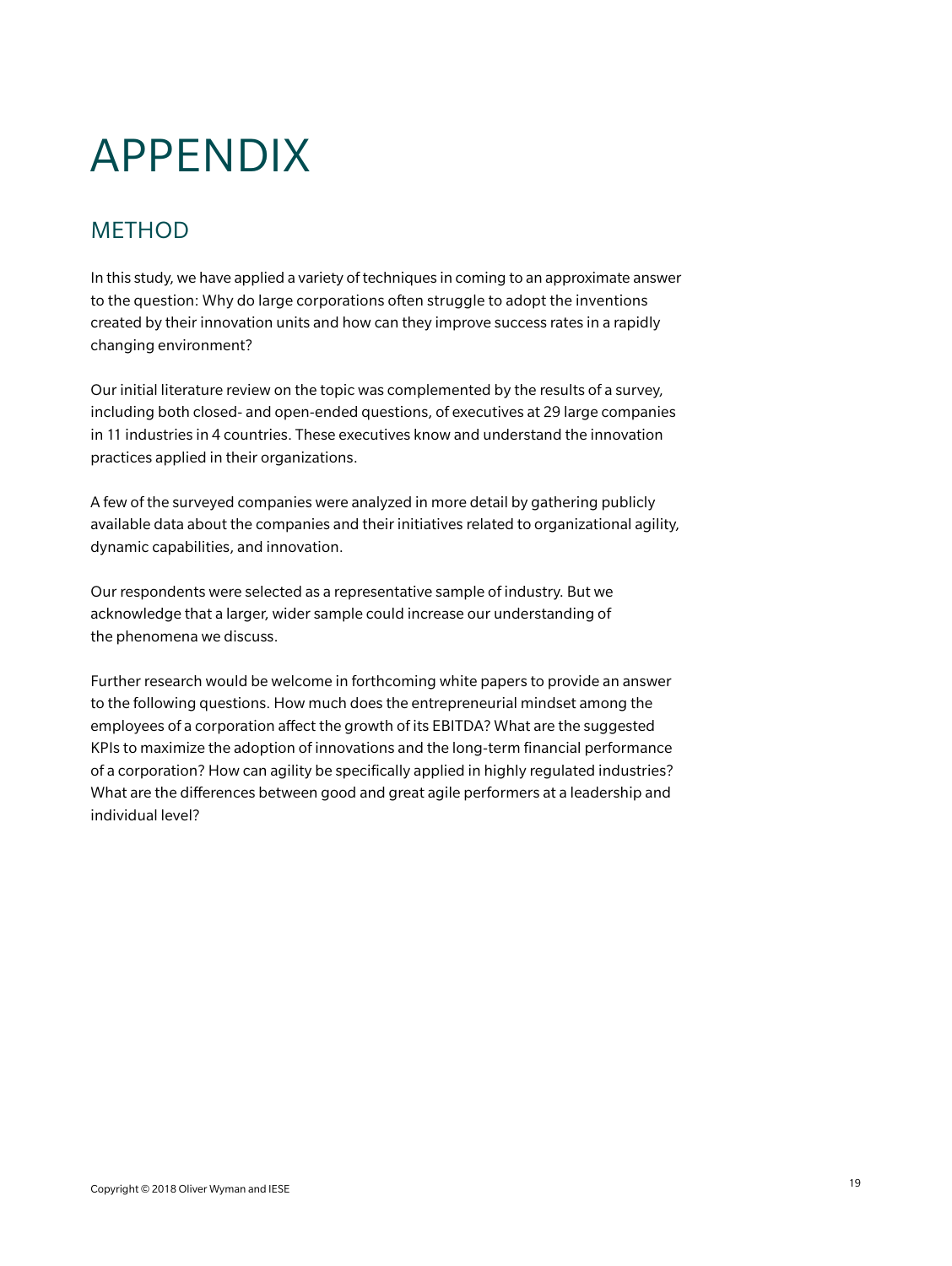# APPENDIX

## METHOD

In this study, we have applied a variety of techniques in coming to an approximate answer to the question: Why do large corporations often struggle to adopt the inventions created by their innovation units and how can they improve success rates in a rapidly changing environment?

Our initial literature review on the topic was complemented by the results of a survey, including both closed- and open-ended questions, of executives at 29 large companies in 11 industries in 4 countries. These executives know and understand the innovation practices applied in their organizations.

A few of the surveyed companies were analyzed in more detail by gathering publicly available data about the companies and their initiatives related to organizational agility, dynamic capabilities, and innovation.

Our respondents were selected as a representative sample of industry. But we acknowledge that a larger, wider sample could increase our understanding of the phenomena we discuss.

Further research would be welcome in forthcoming white papers to provide an answer to the following questions. How much does the entrepreneurial mindset among the employees of a corporation affect the growth of its EBITDA? What are the suggested KPIs to maximize the adoption of innovations and the long-term financial performance of a corporation? How can agility be specifically applied in highly regulated industries? What are the differences between good and great agile performers at a leadership and individual level?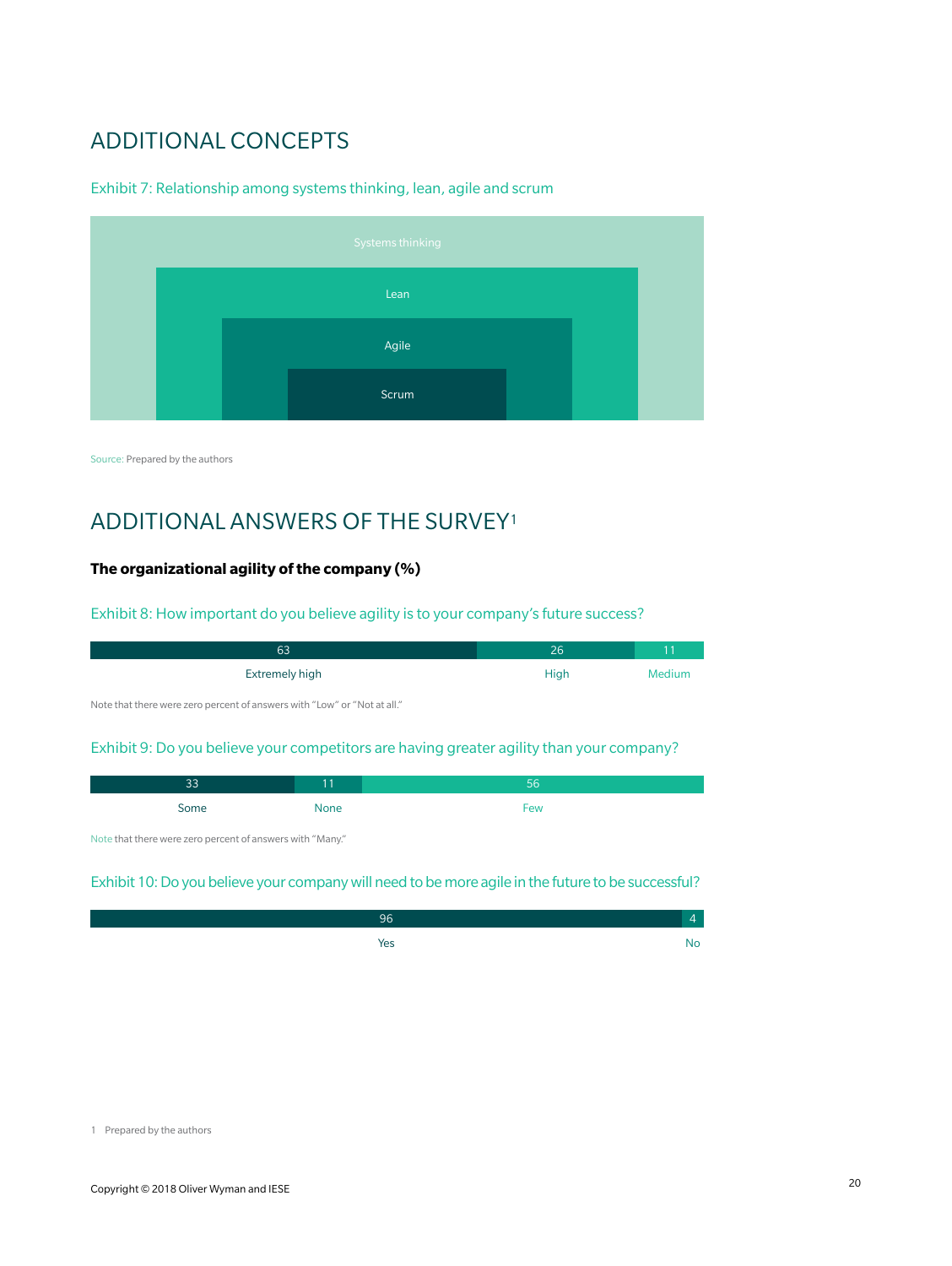## ADDITIONAL CONCEPTS

Exhibit 7: Relationship among systems thinking, lean, agile and scrum

Systems thinking

Lean

Agile

Scrum

Source: Prepared by the authors

## ADDITIONAL ANSWERS OF THE SURVEY[1]

**The organizational agility of the company (%)**

Exhibit 8: How important do you believe agility is to your company's future success?

| Extremely high | High | Medium |
|---|---|---|
| 63 | 26 | 11 |

Note that there were zero percent of answers with "Low" or "Not at all."

Exhibit 9: Do you believe your competitors are having greater agility than your company?

| Some | None | Few |
|---|---|---|
| 33 | 11 | 56 |

Note that there were zero percent of answers with "Many."

Exhibit 10: Do you believe your company will need to be more agile in the future to be successful?

| Yes | No |
|---|---|
| 96 | 4 |

1 Prepared by the authors

Copyright © 2018 Oliver Wyman and IESE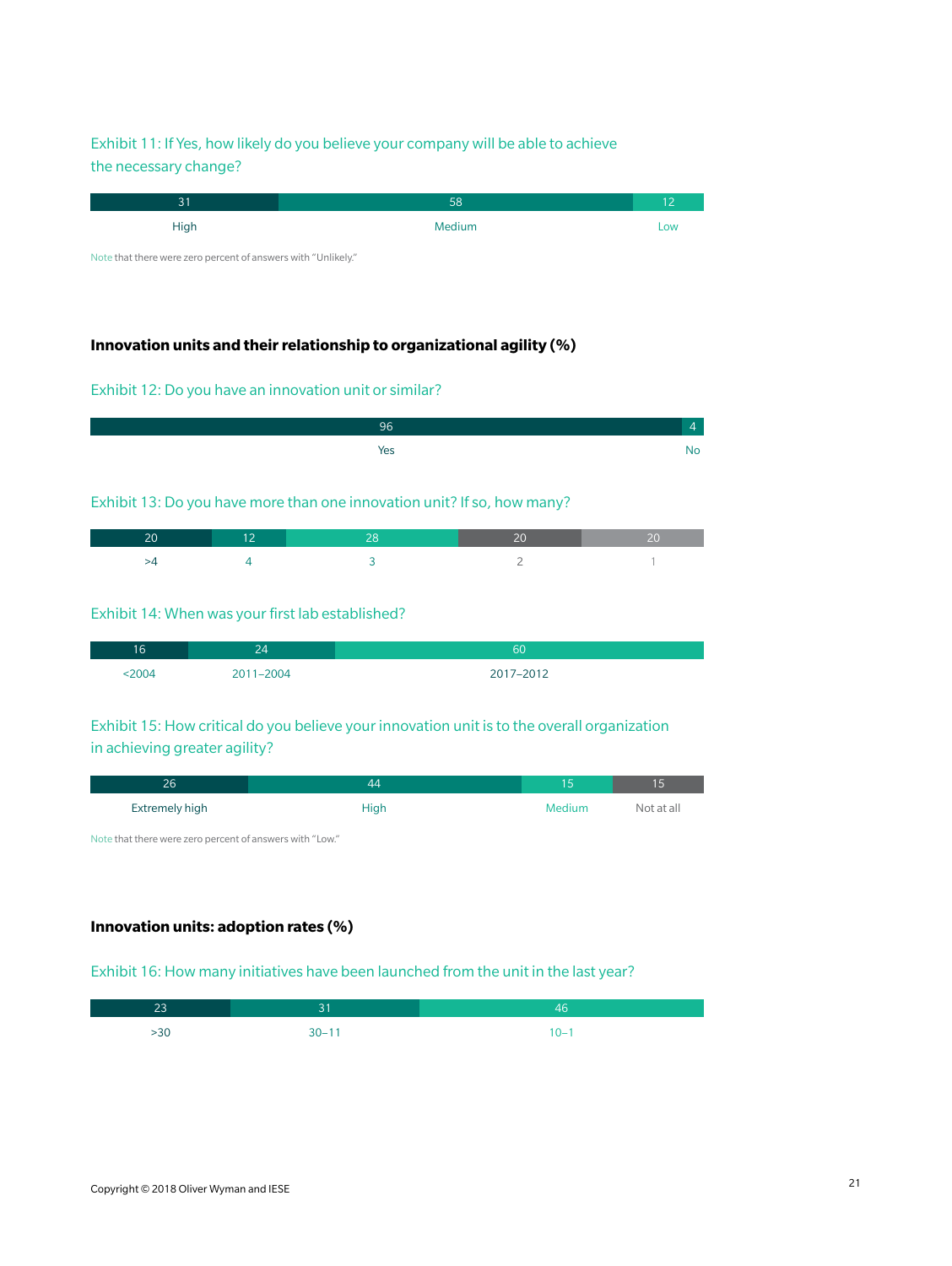Exhibit 11: If Yes, how likely do you believe your company will be able to achieve the necessary change?

| High | Medium | Low |
|---|---|---|
| 31 | 58 | 12 |

Note that there were zero percent of answers with "Unlikely."

## Innovation units and their relationship to organizational agility (%)

Exhibit 12: Do you have an innovation unit or similar?

| Yes | No |
|---|---|
| 96 | 4 |

Exhibit 13: Do you have more than one innovation unit? If so, how many?

| >4 | 4 | 3 | 2 | 1 |
|---|---|---|---|---|
| 20 | 12 | 28 | 20 | 20 |

Exhibit 14: When was your first lab established?

| <2004 | 2011–2004 | 2017–2012 |
|---|---|---|
| 16 | 24 | 60 |

Exhibit 15: How critical do you believe your innovation unit is to the overall organization in achieving greater agility?

| Extremely high | High | Medium | Not at all |
|---|---|---|---|
| 26 | 44 | 15 | 15 |

Note that there were zero percent of answers with "Low."

## Innovation units: adoption rates (%)

Exhibit 16: How many initiatives have been launched from the unit in the last year?

| >30 | 30–11 | 10–1 |
|---|---|---|
| 23 | 31 | 46 |

Copyright © 2018 Oliver Wyman and IESE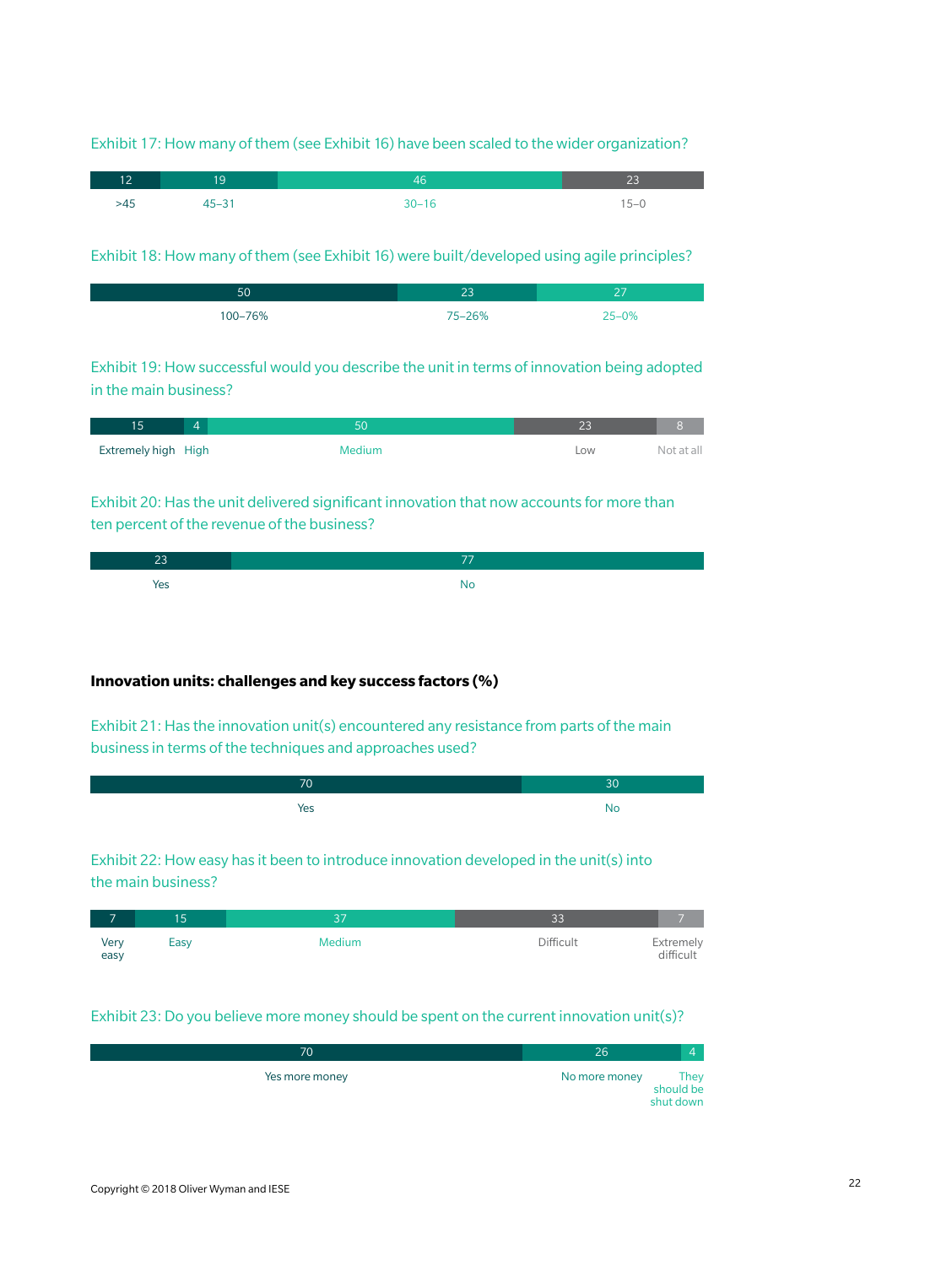Exhibit 17: How many of them (see Exhibit 16) have been scaled to the wider organization?

| >45 | 45–31 | 30–16 | 15–0 |
|---|---|---|---|
| 12 | 19 | 46 | 23 |

Exhibit 18: How many of them (see Exhibit 16) were built/developed using agile principles?

| 100–76% | 75–26% | 25–0% |
|---|---|---|
| 50 | 23 | 27 |

Exhibit 19: How successful would you describe the unit in terms of innovation being adopted in the main business?

| Extremely high | High | Medium | Low | Not at all |
|---|---|---|---|---|
| 15 | 4 | 50 | 23 | 8 |

Exhibit 20: Has the unit delivered significant innovation that now accounts for more than ten percent of the revenue of the business?

| Yes | No |
|---|---|
| 23 | 77 |

**Innovation units: challenges and key success factors (%)**

Exhibit 21: Has the innovation unit(s) encountered any resistance from parts of the main business in terms of the techniques and approaches used?

| Yes | No |
|---|---|
| 70 | 30 |

Exhibit 22: How easy has it been to introduce innovation developed in the unit(s) into the main business?

| Very easy | Easy | Medium | Difficult | Extremely difficult |
|---|---|---|---|---|
| 7 | 15 | 37 | 33 | 7 |

Exhibit 23: Do you believe more money should be spent on the current innovation unit(s)?

| Yes more money | No more money | They should be shut down |
|---|---|---|
| 70 | 26 | 4 |

Copyright © 2018 Oliver Wyman and IESE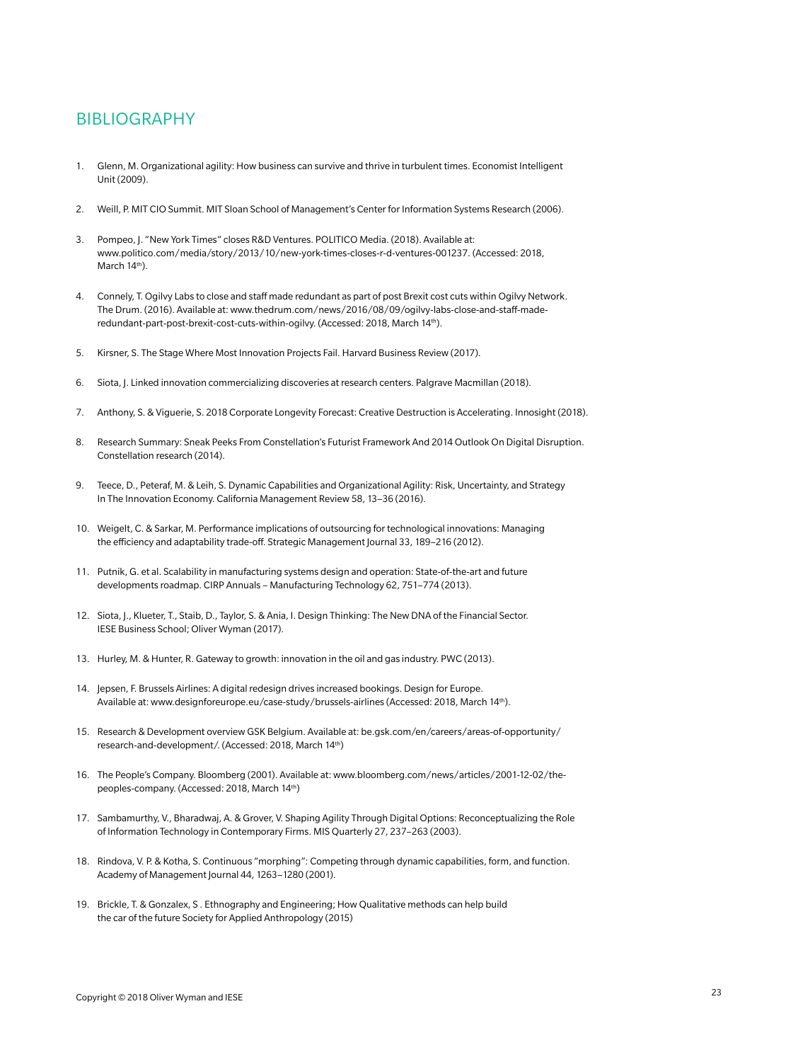# BIBLIOGRAPHY

1. Glenn, M. Organizational agility: How business can survive and thrive in turbulent times. Economist Intelligent Unit (2009).

2. Weill, P. MIT CIO Summit. MIT Sloan School of Management's Center for Information Systems Research (2006).

3. Pompeo, J. "New York Times" closes R&D Ventures. POLITICO Media. (2018). Available at: www.politico.com/media/story/2013/10/new-york-times-closes-r-d-ventures-001237. (Accessed: 2018, March 14th).

4. Connely, T. Ogilvy Labs to close and staff made redundant as part of post Brexit cost cuts within Ogilvy Network. The Drum. (2016). Available at: www.thedrum.com/news/2016/08/09/ogilvy-labs-close-and-staff-made-redundant-part-post-brexit-cost-cuts-within-ogilvy. (Accessed: 2018, March 14th).

5. Kirsner, S. The Stage Where Most Innovation Projects Fail. Harvard Business Review (2017).

6. Siota, J. Linked innovation commercializing discoveries at research centers. Palgrave Macmillan (2018).

7. Anthony, S. & Viguerie, S. 2018 Corporate Longevity Forecast: Creative Destruction is Accelerating. Innosight (2018).

8. Research Summary: Sneak Peeks From Constellation's Futurist Framework And 2014 Outlook On Digital Disruption. Constellation research (2014).

9. Teece, D., Peteraf, M. & Leih, S. Dynamic Capabilities and Organizational Agility: Risk, Uncertainty, and Strategy In The Innovation Economy. California Management Review 58, 13–36 (2016).

10. Weigelt, C. & Sarkar, M. Performance implications of outsourcing for technological innovations: Managing the efficiency and adaptability trade-off. Strategic Management Journal 33, 189–216 (2012).

11. Putnik, G. et al. Scalability in manufacturing systems design and operation: State-of-the-art and future developments roadmap. CIRP Annuals – Manufacturing Technology 62, 751–774 (2013).

12. Siota, J., Klueter, T., Staib, D., Taylor, S. & Ania, I. Design Thinking: The New DNA of the Financial Sector. IESE Business School; Oliver Wyman (2017).

13. Hurley, M. & Hunter, R. Gateway to growth: innovation in the oil and gas industry. PWC (2013).

14. Jepsen, F. Brussels Airlines: A digital redesign drives increased bookings. Design for Europe. Available at: www.designforeurope.eu/case-study/brussels-airlines (Accessed: 2018, March 14th).

15. Research & Development overview GSK Belgium. Available at: be.gsk.com/en/careers/areas-of-opportunity/research-and-development/. (Accessed: 2018, March 14th)

16. The People's Company. Bloomberg (2001). Available at: www.bloomberg.com/news/articles/2001-12-02/the-peoples-company. (Accessed: 2018, March 14th)

17. Sambamurthy, V., Bharadwaj, A. & Grover, V. Shaping Agility Through Digital Options: Reconceptualizing the Role of Information Technology in Contemporary Firms. MIS Quarterly 27, 237–263 (2003).

18. Rindova, V. P. & Kotha, S. Continuous "morphing": Competing through dynamic capabilities, form, and function. Academy of Management Journal 44, 1263–1280 (2001).

19. Brickle, T. & Gonzalex, S . Ethnography and Engineering; How Qualitative methods can help build the car of the future Society for Applied Anthropology (2015)

Copyright © 2018 Oliver Wyman and IESE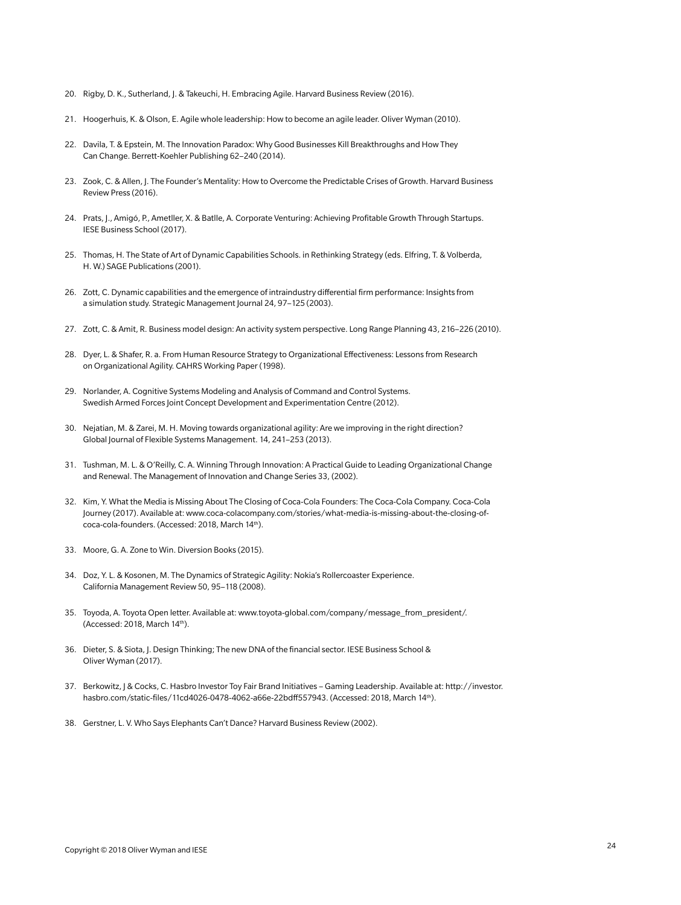20. Rigby, D. K., Sutherland, J. & Takeuchi, H. Embracing Agile. Harvard Business Review (2016).

21. Hoogerhuis, K. & Olson, E. Agile whole leadership: How to become an agile leader. Oliver Wyman (2010).

22. Davila, T. & Epstein, M. The Innovation Paradox: Why Good Businesses Kill Breakthroughs and How They Can Change. Berrett-Koehler Publishing 62–240 (2014).

23. Zook, C. & Allen, J. The Founder's Mentality: How to Overcome the Predictable Crises of Growth. Harvard Business Review Press (2016).

24. Prats, J., Amigó, P., Ametller, X. & Batlle, A. Corporate Venturing: Achieving Profitable Growth Through Startups. IESE Business School (2017).

25. Thomas, H. The State of Art of Dynamic Capabilities Schools. in Rethinking Strategy (eds. Elfring, T. & Volberda, H. W.) SAGE Publications (2001).

26. Zott, C. Dynamic capabilities and the emergence of intraindustry differential firm performance: Insights from a simulation study. Strategic Management Journal 24, 97–125 (2003).

27. Zott, C. & Amit, R. Business model design: An activity system perspective. Long Range Planning 43, 216–226 (2010).

28. Dyer, L. & Shafer, R. a. From Human Resource Strategy to Organizational Effectiveness: Lessons from Research on Organizational Agility. CAHRS Working Paper (1998).

29. Norlander, A. Cognitive Systems Modeling and Analysis of Command and Control Systems. Swedish Armed Forces Joint Concept Development and Experimentation Centre (2012).

30. Nejatian, M. & Zarei, M. H. Moving towards organizational agility: Are we improving in the right direction? Global Journal of Flexible Systems Management. 14, 241–253 (2013).

31. Tushman, M. L. & O'Reilly, C. A. Winning Through Innovation: A Practical Guide to Leading Organizational Change and Renewal. The Management of Innovation and Change Series 33, (2002).

32. Kim, Y. What the Media is Missing About The Closing of Coca-Cola Founders: The Coca-Cola Company. Coca-Cola Journey (2017). Available at: www.coca-colacompany.com/stories/what-media-is-missing-about-the-closing-of-coca-cola-founders. (Accessed: 2018, March 14th).

33. Moore, G. A. Zone to Win. Diversion Books (2015).

34. Doz, Y. L. & Kosonen, M. The Dynamics of Strategic Agility: Nokia's Rollercoaster Experience. California Management Review 50, 95–118 (2008).

35. Toyoda, A. Toyota Open letter. Available at: www.toyota-global.com/company/message_from_president/. (Accessed: 2018, March 14th).

36. Dieter, S. & Siota, J. Design Thinking; The new DNA of the financial sector. IESE Business School & Oliver Wyman (2017).

37. Berkowitz, J & Cocks, C. Hasbro Investor Toy Fair Brand Initiatives – Gaming Leadership. Available at: http://investor.hasbro.com/static-files/11cd4026-0478-4062-a66e-22bdff557943. (Accessed: 2018, March 14th).

38. Gerstner, L. V. Who Says Elephants Can't Dance? Harvard Business Review (2002).

Copyright © 2018 Oliver Wyman and IESE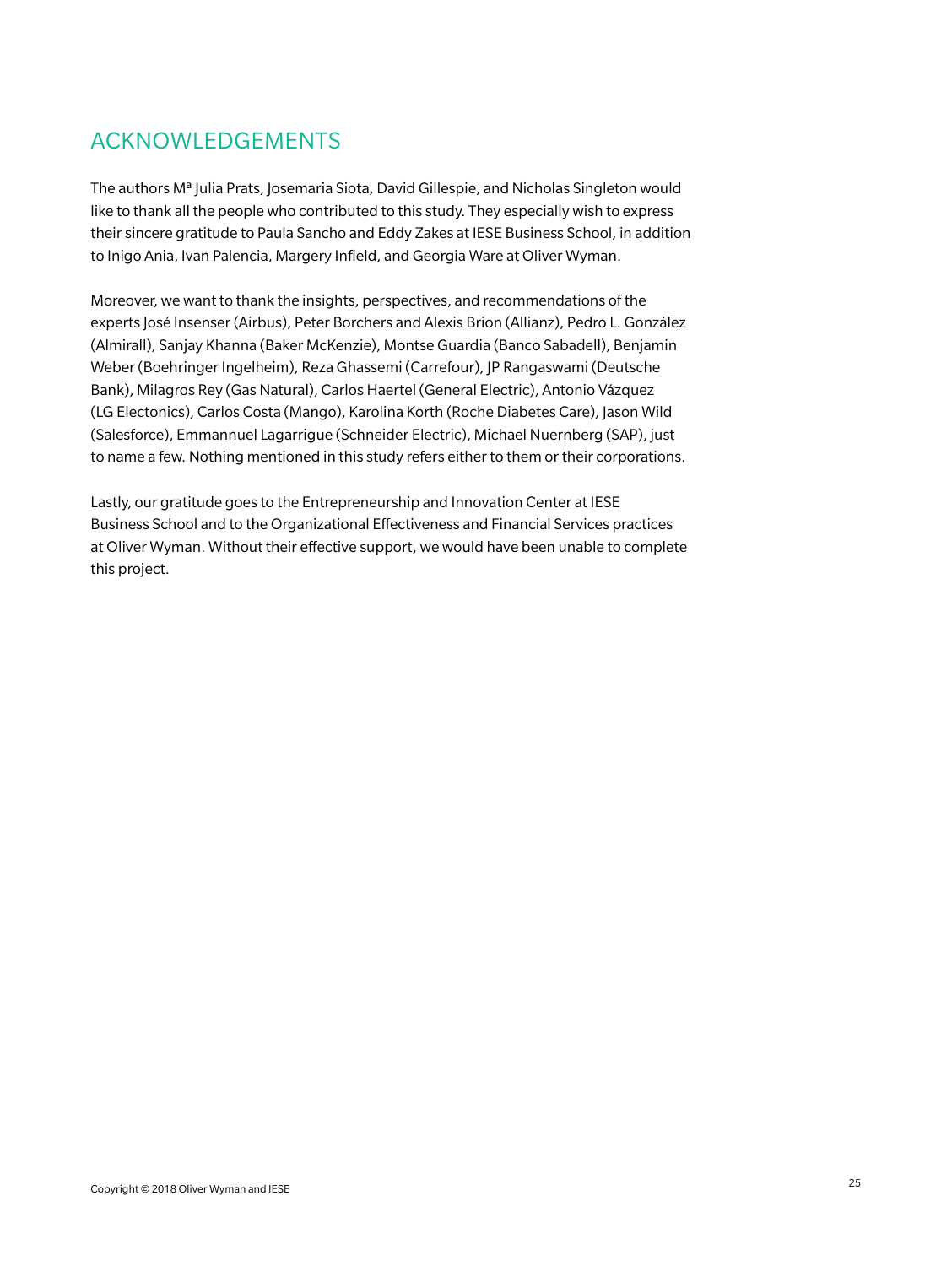## ACKNOWLEDGEMENTS

The authors Mª Julia Prats, Josemaria Siota, David Gillespie, and Nicholas Singleton would like to thank all the people who contributed to this study. They especially wish to express their sincere gratitude to Paula Sancho and Eddy Zakes at IESE Business School, in addition to Inigo Ania, Ivan Palencia, Margery Infield, and Georgia Ware at Oliver Wyman.

Moreover, we want to thank the insights, perspectives, and recommendations of the experts José Insenser (Airbus), Peter Borchers and Alexis Brion (Allianz), Pedro L. González (Almirall), Sanjay Khanna (Baker McKenzie), Montse Guardia (Banco Sabadell), Benjamin Weber (Boehringer Ingelheim), Reza Ghassemi (Carrefour), JP Rangaswami (Deutsche Bank), Milagros Rey (Gas Natural), Carlos Haertel (General Electric), Antonio Vázquez (LG Electonics), Carlos Costa (Mango), Karolina Korth (Roche Diabetes Care), Jason Wild (Salesforce), Emmannuel Lagarrigue (Schneider Electric), Michael Nuernberg (SAP), just to name a few. Nothing mentioned in this study refers either to them or their corporations.

Lastly, our gratitude goes to the Entrepreneurship and Innovation Center at IESE Business School and to the Organizational Effectiveness and Financial Services practices at Oliver Wyman. Without their effective support, we would have been unable to complete this project.

Copyright © 2018 Oliver Wyman and IESE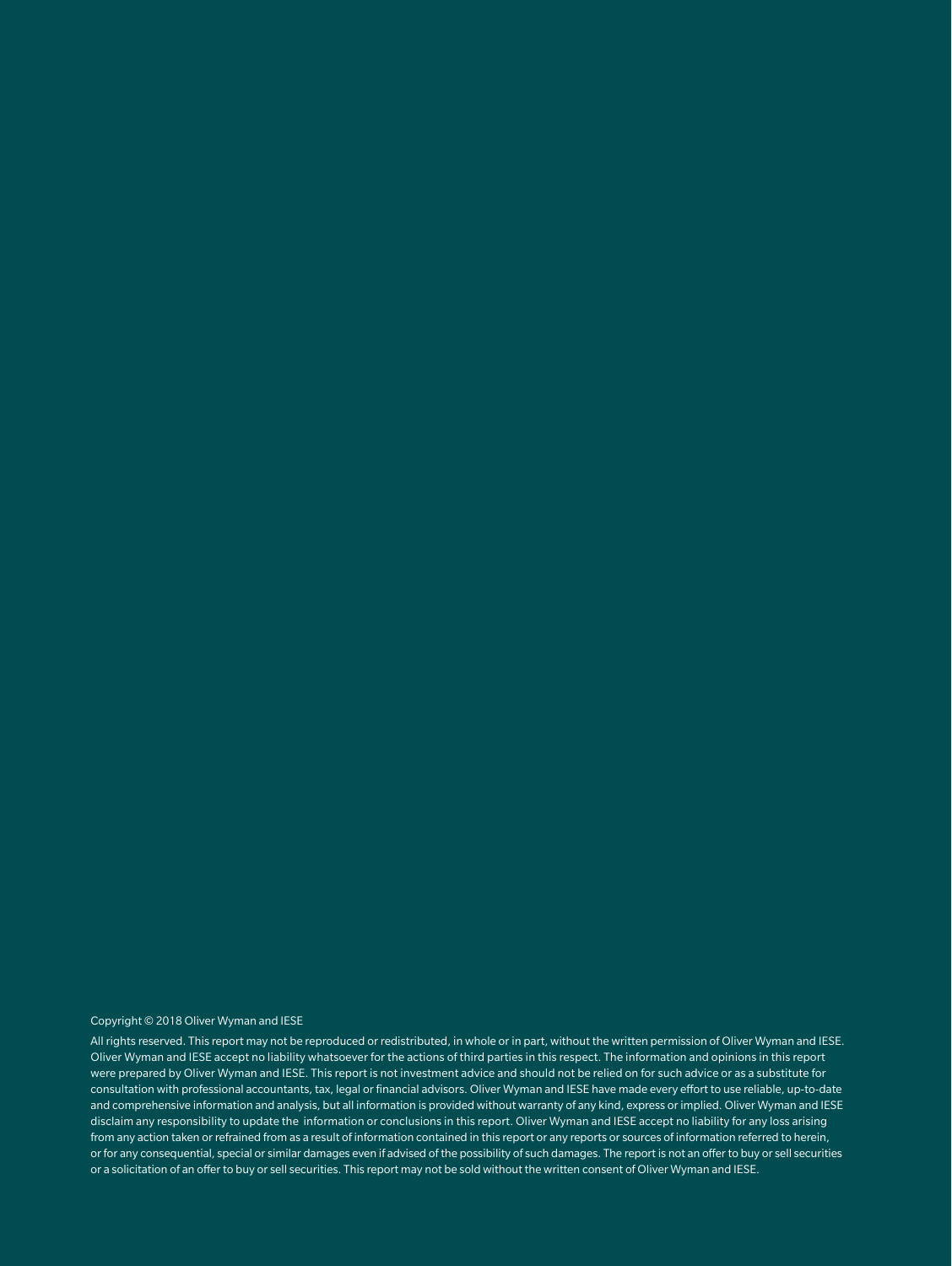Copyright © 2018 Oliver Wyman and IESE

All rights reserved. This report may not be reproduced or redistributed, in whole or in part, without the written permission of Oliver Wyman and IESE. Oliver Wyman and IESE accept no liability whatsoever for the actions of third parties in this respect. The information and opinions in this report were prepared by Oliver Wyman and IESE. This report is not investment advice and should not be relied on for such advice or as a substitute for consultation with professional accountants, tax, legal or financial advisors. Oliver Wyman and IESE have made every effort to use reliable, up-to-date and comprehensive information and analysis, but all information is provided without warranty of any kind, express or implied. Oliver Wyman and IESE disclaim any responsibility to update the information or conclusions in this report. Oliver Wyman and IESE accept no liability for any loss arising from any action taken or refrained from as a result of information contained in this report or any reports or sources of information referred to herein, or for any consequential, special or similar damages even if advised of the possibility of such damages. The report is not an offer to buy or sell securities or a solicitation of an offer to buy or sell securities. This report may not be sold without the written consent of Oliver Wyman and IESE.